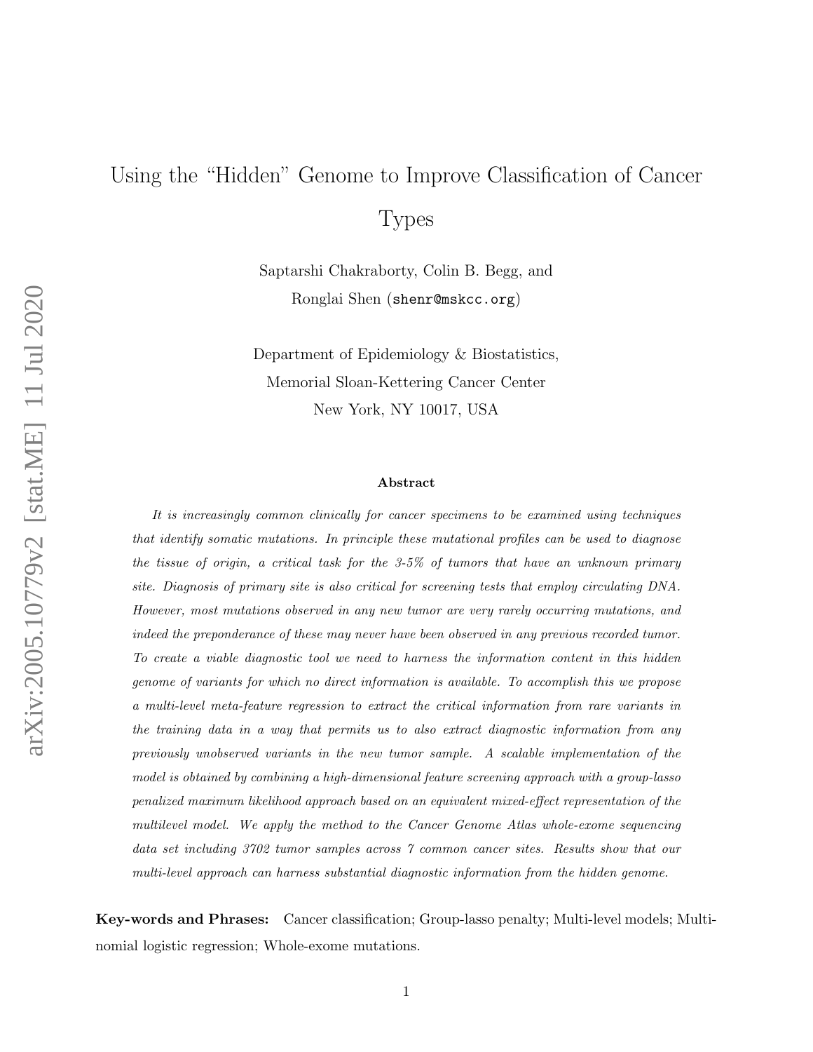# Using the "Hidden" Genome to Improve Classification of Cancer Types

Saptarshi Chakraborty, Colin B. Begg, and
Ronglai Shen (shenr@mskcc.org)

Department of Epidemiology & Biostatistics,
Memorial Sloan-Kettering Cancer Center
New York, NY 10017, USA

### Abstract

*It is increasingly common clinically for cancer specimens to be examined using techniques that identify somatic mutations. In principle these mutational profiles can be used to diagnose the tissue of origin, a critical task for the 3-5% of tumors that have an unknown primary site. Diagnosis of primary site is also critical for screening tests that employ circulating DNA. However, most mutations observed in any new tumor are very rarely occurring mutations, and indeed the preponderance of these may never have been observed in any previous recorded tumor. To create a viable diagnostic tool we need to harness the information content in this hidden genome of variants for which no direct information is available. To accomplish this we propose a multi-level meta-feature regression to extract the critical information from rare variants in the training data in a way that permits us to also extract diagnostic information from any previously unobserved variants in the new tumor sample. A scalable implementation of the model is obtained by combining a high-dimensional feature screening approach with a group-lasso penalized maximum likelihood approach based on an equivalent mixed-effect representation of the multilevel model. We apply the method to the Cancer Genome Atlas whole-exome sequencing data set including 3702 tumor samples across 7 common cancer sites. Results show that our multi-level approach can harness substantial diagnostic information from the hidden genome.*

**Key-words and Phrases:** Cancer classification; Group-lasso penalty; Multi-level models; Multinomial logistic regression; Whole-exome mutations.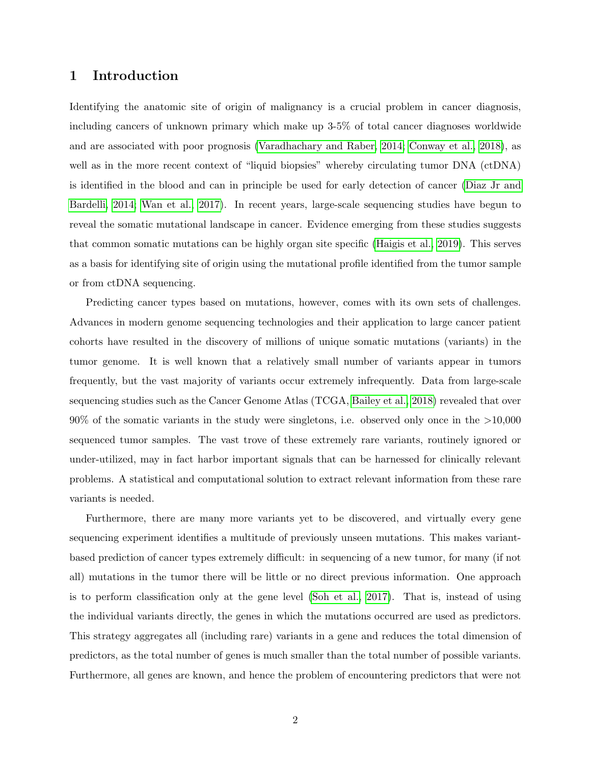## 1 Introduction

Identifying the anatomic site of origin of malignancy is a crucial problem in cancer diagnosis, including cancers of unknown primary which make up 3-5% of total cancer diagnoses worldwide and are associated with poor prognosis (Varadhachary and Raber, 2014; Conway et al., 2018), as well as in the more recent context of "liquid biopsies" whereby circulating tumor DNA (ctDNA) is identified in the blood and can in principle be used for early detection of cancer (Diaz Jr and Bardelli, 2014; Wan et al., 2017). In recent years, large-scale sequencing studies have begun to reveal the somatic mutational landscape in cancer. Evidence emerging from these studies suggests that common somatic mutations can be highly organ site specific (Haigis et al., 2019). This serves as a basis for identifying site of origin using the mutational profile identified from the tumor sample or from ctDNA sequencing.

Predicting cancer types based on mutations, however, comes with its own sets of challenges. Advances in modern genome sequencing technologies and their application to large cancer patient cohorts have resulted in the discovery of millions of unique somatic mutations (variants) in the tumor genome. It is well known that a relatively small number of variants appear in tumors frequently, but the vast majority of variants occur extremely infrequently. Data from large-scale sequencing studies such as the Cancer Genome Atlas (TCGA, Bailey et al., 2018) revealed that over 90% of the somatic variants in the study were singletons, i.e. observed only once in the >10,000 sequenced tumor samples. The vast trove of these extremely rare variants, routinely ignored or under-utilized, may in fact harbor important signals that can be harnessed for clinically relevant problems. A statistical and computational solution to extract relevant information from these rare variants is needed.

Furthermore, there are many more variants yet to be discovered, and virtually every gene sequencing experiment identifies a multitude of previously unseen mutations. This makes variant-based prediction of cancer types extremely difficult: in sequencing of a new tumor, for many (if not all) mutations in the tumor there will be little or no direct previous information. One approach is to perform classification only at the gene level (Soh et al., 2017). That is, instead of using the individual variants directly, the genes in which the mutations occurred are used as predictors. This strategy aggregates all (including rare) variants in a gene and reduces the total dimension of predictors, as the total number of genes is much smaller than the total number of possible variants. Furthermore, all genes are known, and hence the problem of encountering predictors that were not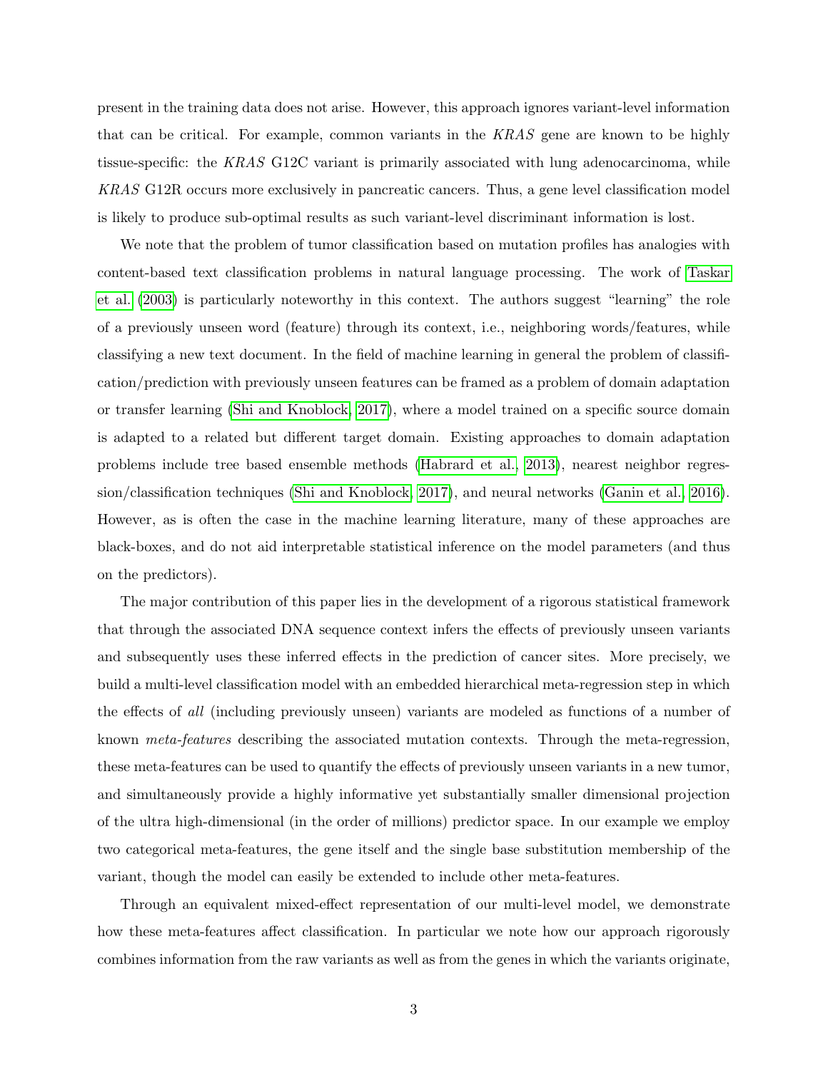present in the training data does not arise. However, this approach ignores variant-level information that can be critical. For example, common variants in the *KRAS* gene are known to be highly tissue-specific: the *KRAS* G12C variant is primarily associated with lung adenocarcinoma, while *KRAS* G12R occurs more exclusively in pancreatic cancers. Thus, a gene level classification model is likely to produce sub-optimal results as such variant-level discriminant information is lost.

We note that the problem of tumor classification based on mutation profiles has analogies with content-based text classification problems in natural language processing. The work of Taskar et al. (2003) is particularly noteworthy in this context. The authors suggest "learning" the role of a previously unseen word (feature) through its context, i.e., neighboring words/features, while classifying a new text document. In the field of machine learning in general the problem of classification/prediction with previously unseen features can be framed as a problem of domain adaptation or transfer learning (Shi and Knoblock, 2017), where a model trained on a specific source domain is adapted to a related but different target domain. Existing approaches to domain adaptation problems include tree based ensemble methods (Habrard et al., 2013), nearest neighbor regression/classification techniques (Shi and Knoblock, 2017), and neural networks (Ganin et al., 2016). However, as is often the case in the machine learning literature, many of these approaches are black-boxes, and do not aid interpretable statistical inference on the model parameters (and thus on the predictors).

The major contribution of this paper lies in the development of a rigorous statistical framework that through the associated DNA sequence context infers the effects of previously unseen variants and subsequently uses these inferred effects in the prediction of cancer sites. More precisely, we build a multi-level classification model with an embedded hierarchical meta-regression step in which the effects of *all* (including previously unseen) variants are modeled as functions of a number of known *meta-features* describing the associated mutation contexts. Through the meta-regression, these meta-features can be used to quantify the effects of previously unseen variants in a new tumor, and simultaneously provide a highly informative yet substantially smaller dimensional projection of the ultra high-dimensional (in the order of millions) predictor space. In our example we employ two categorical meta-features, the gene itself and the single base substitution membership of the variant, though the model can easily be extended to include other meta-features.

Through an equivalent mixed-effect representation of our multi-level model, we demonstrate how these meta-features affect classification. In particular we note how our approach rigorously combines information from the raw variants as well as from the genes in which the variants originate,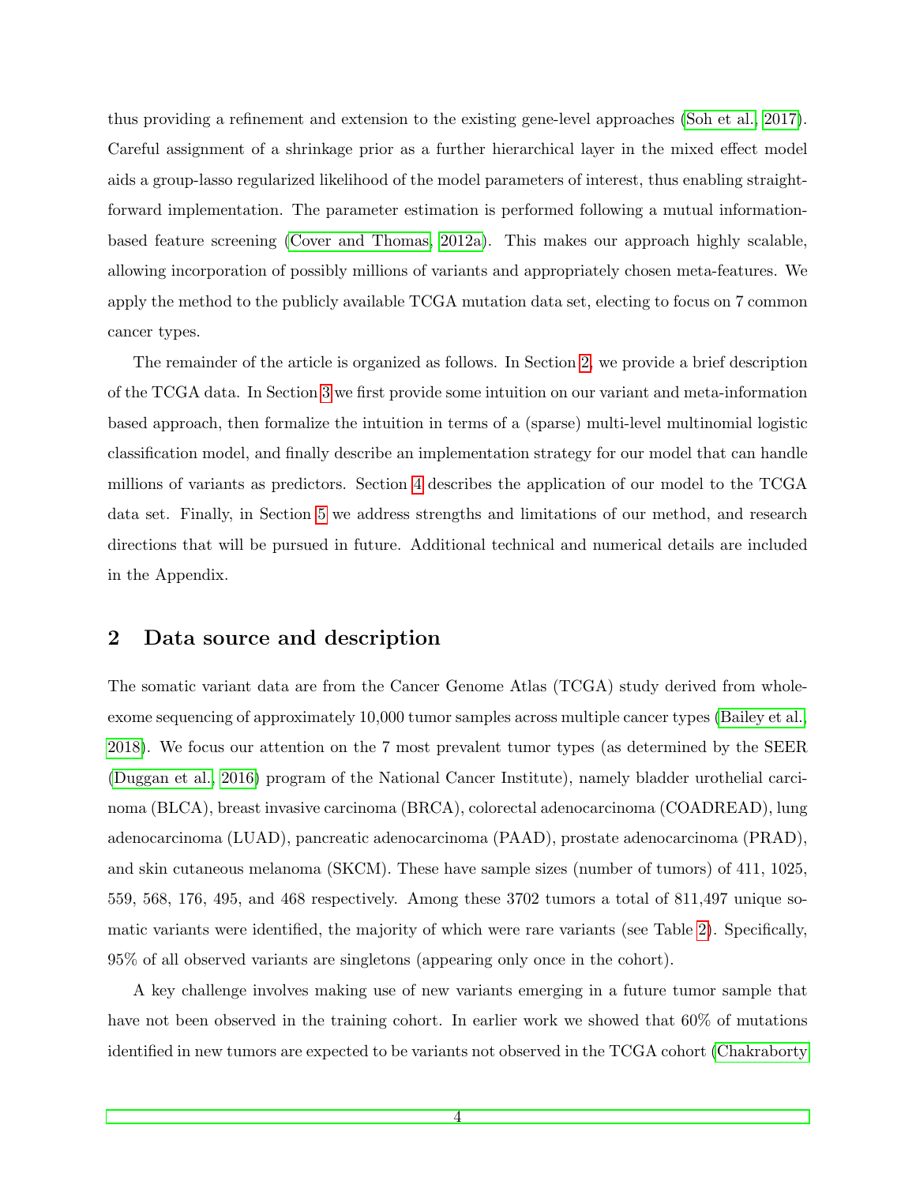thus providing a refinement and extension to the existing gene-level approaches (Soh et al., 2017). Careful assignment of a shrinkage prior as a further hierarchical layer in the mixed effect model aids a group-lasso regularized likelihood of the model parameters of interest, thus enabling straightforward implementation. The parameter estimation is performed following a mutual information-based feature screening (Cover and Thomas, 2012a). This makes our approach highly scalable, allowing incorporation of possibly millions of variants and appropriately chosen meta-features. We apply the method to the publicly available TCGA mutation data set, electing to focus on 7 common cancer types.

The remainder of the article is organized as follows. In Section 2, we provide a brief description of the TCGA data. In Section 3 we first provide some intuition on our variant and meta-information based approach, then formalize the intuition in terms of a (sparse) multi-level multinomial logistic classification model, and finally describe an implementation strategy for our model that can handle millions of variants as predictors. Section 4 describes the application of our model to the TCGA data set. Finally, in Section 5 we address strengths and limitations of our method, and research directions that will be pursued in future. Additional technical and numerical details are included in the Appendix.

## 2 Data source and description

The somatic variant data are from the Cancer Genome Atlas (TCGA) study derived from whole-exome sequencing of approximately 10,000 tumor samples across multiple cancer types (Bailey et al., 2018). We focus our attention on the 7 most prevalent tumor types (as determined by the SEER (Duggan et al., 2016) program of the National Cancer Institute), namely bladder urothelial carcinoma (BLCA), breast invasive carcinoma (BRCA), colorectal adenocarcinoma (COADREAD), lung adenocarcinoma (LUAD), pancreatic adenocarcinoma (PAAD), prostate adenocarcinoma (PRAD), and skin cutaneous melanoma (SKCM). These have sample sizes (number of tumors) of 411, 1025, 559, 568, 176, 495, and 468 respectively. Among these 3702 tumors a total of 811,497 unique somatic variants were identified, the majority of which were rare variants (see Table 2). Specifically, 95% of all observed variants are singletons (appearing only once in the cohort).

A key challenge involves making use of new variants emerging in a future tumor sample that have not been observed in the training cohort. In earlier work we showed that 60% of mutations identified in new tumors are expected to be variants not observed in the TCGA cohort (Chakraborty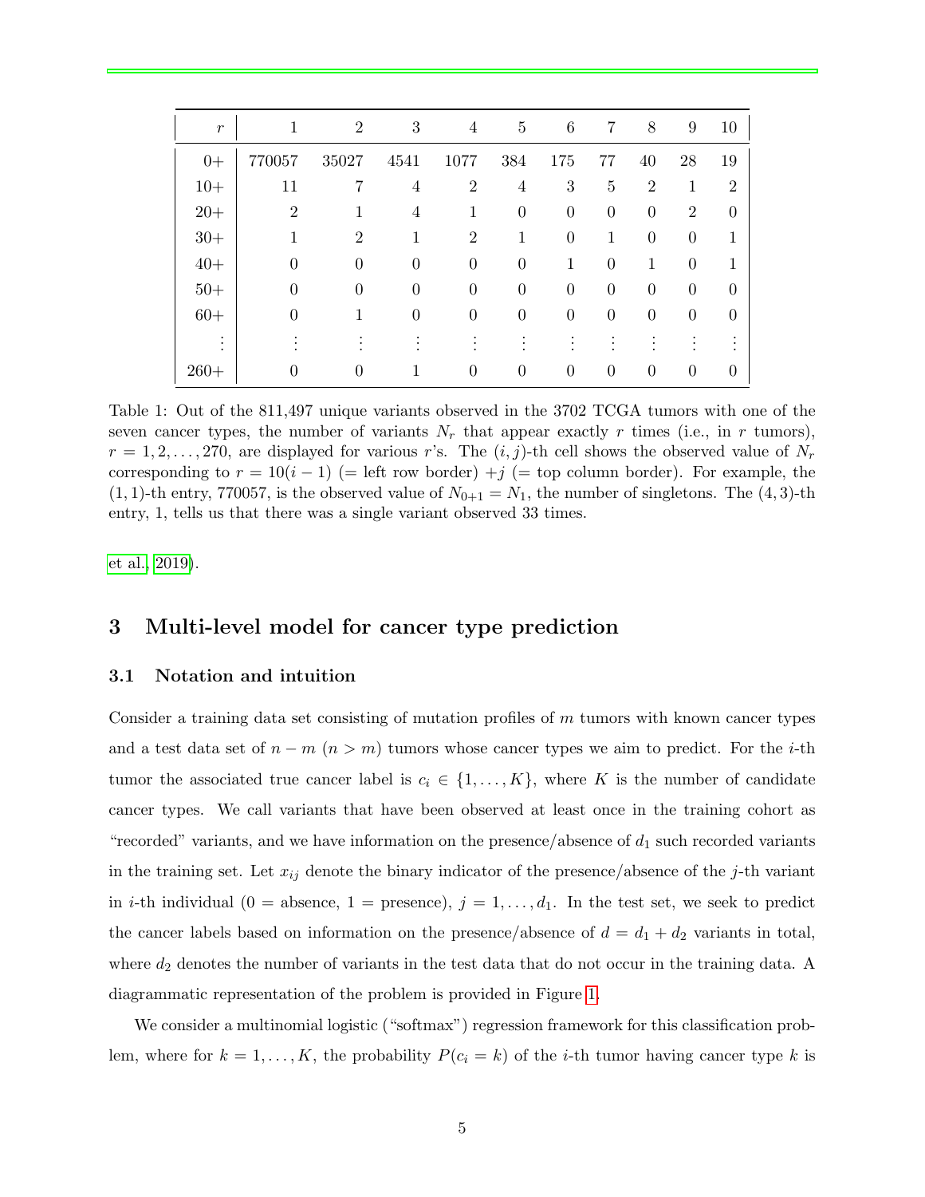| $r$ | 1 | 2 | 3 | 4 | 5 | 6 | 7 | 8 | 9 | 10 |
|---|---|---|---|---|---|---|---|---|---|---|
| 0+ | 770057 | 35027 | 4541 | 1077 | 384 | 175 | 77 | 40 | 28 | 19 |
| 10+ | 11 | 7 | 4 | 2 | 4 | 3 | 5 | 2 | 1 | 2 |
| 20+ | 2 | 1 | 4 | 1 | 0 | 0 | 0 | 0 | 2 | 0 |
| 30+ | 1 | 2 | 1 | 2 | 1 | 0 | 1 | 0 | 0 | 1 |
| 40+ | 0 | 0 | 0 | 0 | 0 | 1 | 0 | 1 | 0 | 1 |
| 50+ | 0 | 0 | 0 | 0 | 0 | 0 | 0 | 0 | 0 | 0 |
| 60+ | 0 | 1 | 0 | 0 | 0 | 0 | 0 | 0 | 0 | 0 |
| ⋮ | ⋮ | ⋮ | ⋮ | ⋮ | ⋮ | ⋮ | ⋮ | ⋮ | ⋮ | ⋮ |
| 260+ | 0 | 0 | 1 | 0 | 0 | 0 | 0 | 0 | 0 | 0 |

Table 1: Out of the 811,497 unique variants observed in the 3702 TCGA tumors with one of the seven cancer types, the number of variants $N_r$ that appear exactly $r$ times (i.e., in $r$ tumors), $r = 1, 2, \ldots, 270$, are displayed for various $r$'s. The $(i, j)$-th cell shows the observed value of $N_r$ corresponding to $r = 10(i-1)$ (= left row border) $+j$ (= top column border). For example, the $(1, 1)$-th entry, 770057, is the observed value of $N_{0+1} = N_1$, the number of singletons. The $(4, 3)$-th entry, 1, tells us that there was a single variant observed 33 times.

et al., 2019).

## 3 Multi-level model for cancer type prediction

### 3.1 Notation and intuition

Consider a training data set consisting of mutation profiles of $m$ tumors with known cancer types and a test data set of $n - m$ ($n > m$) tumors whose cancer types we aim to predict. For the $i$-th tumor the associated true cancer label is $c_i \in \{1, \ldots, K\}$, where $K$ is the number of candidate cancer types. We call variants that have been observed at least once in the training cohort as "recorded" variants, and we have information on the presence/absence of $d_1$ such recorded variants in the training set. Let $x_{ij}$ denote the binary indicator of the presence/absence of the $j$-th variant in $i$-th individual (0 = absence, 1 = presence), $j = 1, \ldots, d_1$. In the test set, we seek to predict the cancer labels based on information on the presence/absence of $d = d_1 + d_2$ variants in total, where $d_2$ denotes the number of variants in the test data that do not occur in the training data. A diagrammatic representation of the problem is provided in Figure 1.

We consider a multinomial logistic ("softmax") regression framework for this classification problem, where for $k = 1, \ldots, K$, the probability $P(c_i = k)$ of the $i$-th tumor having cancer type $k$ is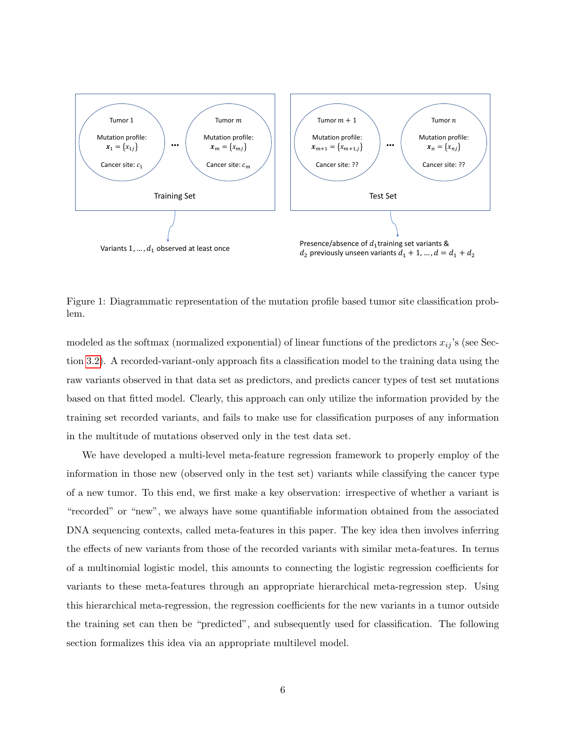Figure 1: Diagrammatic representation of the mutation profile based tumor site classification problem.

modeled as the softmax (normalized exponential) of linear functions of the predictors $x_{ij}$'s (see Section 3.2). A recorded-variant-only approach fits a classification model to the training data using the raw variants observed in that data set as predictors, and predicts cancer types of test set mutations based on that fitted model. Clearly, this approach can only utilize the information provided by the training set recorded variants, and fails to make use for classification purposes of any information in the multitude of mutations observed only in the test data set.

We have developed a multi-level meta-feature regression framework to properly employ of the information in those new (observed only in the test set) variants while classifying the cancer type of a new tumor. To this end, we first make a key observation: irrespective of whether a variant is "recorded" or "new", we always have some quantifiable information obtained from the associated DNA sequencing contexts, called meta-features in this paper. The key idea then involves inferring the effects of new variants from those of the recorded variants with similar meta-features. In terms of a multinomial logistic model, this amounts to connecting the logistic regression coefficients for variants to these meta-features through an appropriate hierarchical meta-regression step. Using this hierarchical meta-regression, the regression coefficients for the new variants in a tumor outside the training set can then be "predicted", and subsequently used for classification. The following section formalizes this idea via an appropriate multilevel model.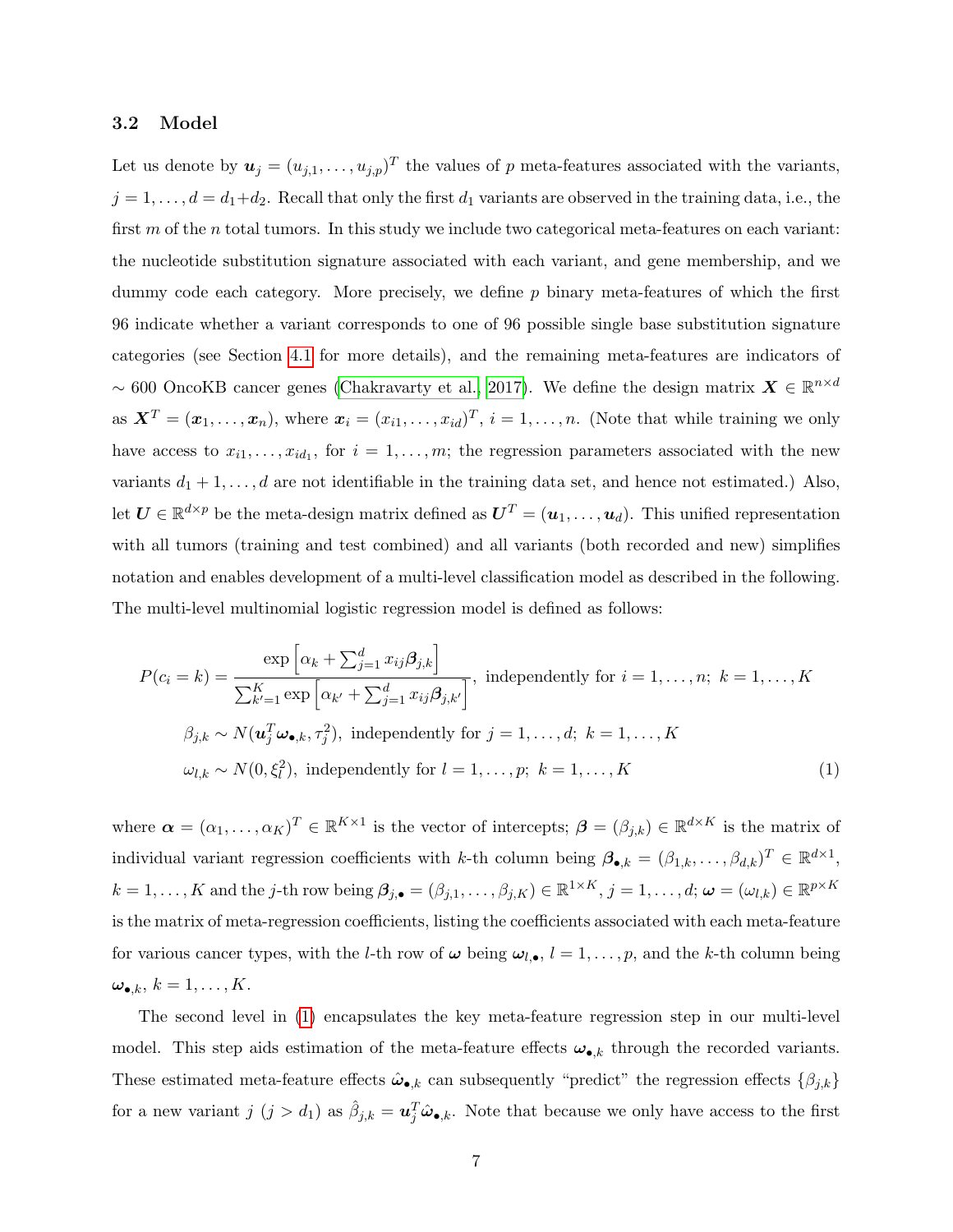### 3.2 Model

Let us denote by $\boldsymbol{u}_j = (u_{j,1}, \ldots, u_{j,p})^T$ the values of $p$ meta-features associated with the variants, $j = 1, \ldots, d = d_1 + d_2$. Recall that only the first $d_1$ variants are observed in the training data, i.e., the first $m$ of the $n$ total tumors. In this study we include two categorical meta-features on each variant: the nucleotide substitution signature associated with each variant, and gene membership, and we dummy code each category. More precisely, we define $p$ binary meta-features of which the first 96 indicate whether a variant corresponds to one of 96 possible single base substitution signature categories (see Section 4.1 for more details), and the remaining meta-features are indicators of $\sim 600$ OncoKB cancer genes (Chakravarty et al., 2017). We define the design matrix $\boldsymbol{X} \in \mathbb{R}^{n \times d}$ as $\boldsymbol{X}^T = (\boldsymbol{x}_1, \ldots, \boldsymbol{x}_n)$, where $\boldsymbol{x}_i = (x_{i1}, \ldots, x_{id})^T$, $i = 1, \ldots, n$. (Note that while training we only have access to $x_{i1}, \ldots, x_{id_1}$, for $i = 1, \ldots, m$; the regression parameters associated with the new variants $d_1 + 1, \ldots, d$ are not identifiable in the training data set, and hence not estimated.) Also, let $\boldsymbol{U} \in \mathbb{R}^{d \times p}$ be the meta-design matrix defined as $\boldsymbol{U}^T = (\boldsymbol{u}_1, \ldots, \boldsymbol{u}_d)$. This unified representation with all tumors (training and test combined) and all variants (both recorded and new) simplifies notation and enables development of a multi-level classification model as described in the following. The multi-level multinomial logistic regression model is defined as follows:

$$
\begin{aligned}
P(c_i = k) &= \frac{\exp\left[\alpha_k + \sum_{j=1}^{d} x_{ij} \boldsymbol{\beta}_{j,k}\right]}{\sum_{k'=1}^{K} \exp\left[\alpha_{k'} + \sum_{j=1}^{d} x_{ij} \boldsymbol{\beta}_{j,k'}\right]}, \text{ independently for } i = 1, \ldots, n;\ k = 1, \ldots, K \\
\beta_{j,k} &\sim N(\boldsymbol{u}_j^T \boldsymbol{\omega}_{\bullet,k}, \tau_j^2), \text{ independently for } j = 1, \ldots, d;\ k = 1, \ldots, K \\
\omega_{l,k} &\sim N(0, \xi_l^2), \text{ independently for } l = 1, \ldots, p;\ k = 1, \ldots, K
\end{aligned}
\tag{1}
$$

where $\boldsymbol{\alpha} = (\alpha_1, \ldots, \alpha_K)^T \in \mathbb{R}^{K \times 1}$ is the vector of intercepts; $\boldsymbol{\beta} = (\beta_{j,k}) \in \mathbb{R}^{d \times K}$ is the matrix of individual variant regression coefficients with $k$-th column being $\boldsymbol{\beta}_{\bullet,k} = (\beta_{1,k}, \ldots, \beta_{d,k})^T \in \mathbb{R}^{d \times 1}$, $k = 1, \ldots, K$ and the $j$-th row being $\boldsymbol{\beta}_{j,\bullet} = (\beta_{j,1}, \ldots, \beta_{j,K}) \in \mathbb{R}^{1 \times K}$, $j = 1, \ldots, d$; $\boldsymbol{\omega} = (\omega_{l,k}) \in \mathbb{R}^{p \times K}$ is the matrix of meta-regression coefficients, listing the coefficients associated with each meta-feature for various cancer types, with the $l$-th row of $\boldsymbol{\omega}$ being $\boldsymbol{\omega}_{l,\bullet}$, $l = 1, \ldots, p$, and the $k$-th column being $\boldsymbol{\omega}_{\bullet,k}$, $k = 1, \ldots, K$.

The second level in (1) encapsulates the key meta-feature regression step in our multi-level model. This step aids estimation of the meta-feature effects $\boldsymbol{\omega}_{\bullet,k}$ through the recorded variants. These estimated meta-feature effects $\hat{\boldsymbol{\omega}}_{\bullet,k}$ can subsequently "predict" the regression effects $\{\beta_{j,k}\}$ for a new variant $j$ ($j > d_1$) as $\hat{\beta}_{j,k} = \boldsymbol{u}_j^T \hat{\boldsymbol{\omega}}_{\bullet,k}$. Note that because we only have access to the first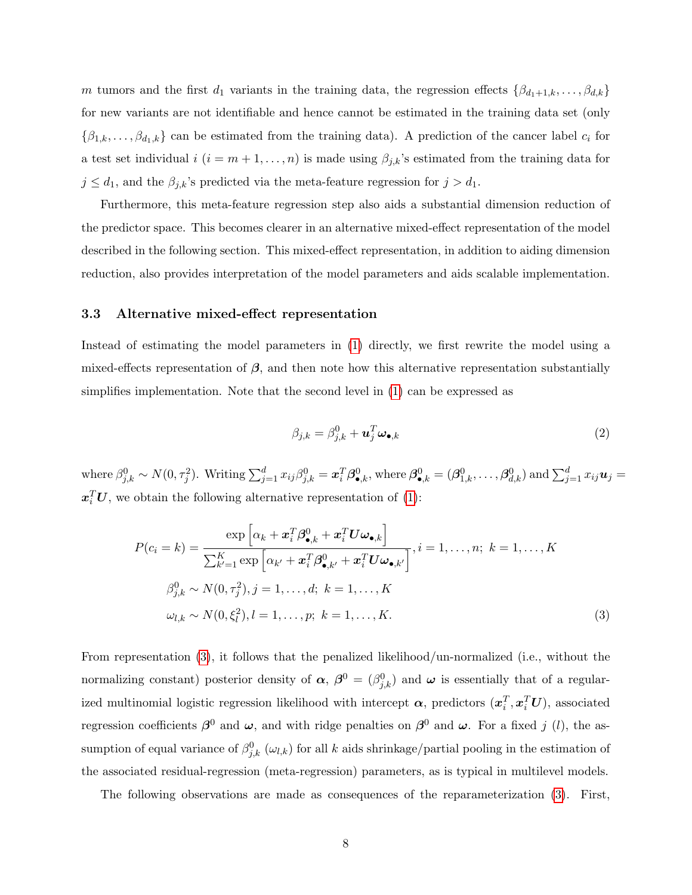$m$ tumors and the first $d_1$ variants in the training data, the regression effects $\{\beta_{d_1+1,k}, \ldots, \beta_{d,k}\}$ for new variants are not identifiable and hence cannot be estimated in the training data set (only $\{\beta_{1,k}, \ldots, \beta_{d_1,k}\}$ can be estimated from the training data). A prediction of the cancer label $c_i$ for a test set individual $i$ ($i = m+1, \ldots, n$) is made using $\beta_{j,k}$'s estimated from the training data for $j \leq d_1$, and the $\beta_{j,k}$'s predicted via the meta-feature regression for $j > d_1$.

Furthermore, this meta-feature regression step also aids a substantial dimension reduction of the predictor space. This becomes clearer in an alternative mixed-effect representation of the model described in the following section. This mixed-effect representation, in addition to aiding dimension reduction, also provides interpretation of the model parameters and aids scalable implementation.

### 3.3 Alternative mixed-effect representation

Instead of estimating the model parameters in (1) directly, we first rewrite the model using a mixed-effects representation of $\boldsymbol{\beta}$, and then note how this alternative representation substantially simplifies implementation. Note that the second level in (1) can be expressed as

$$\beta_{j,k} = \beta^0_{j,k} + \boldsymbol{u}_j^T \boldsymbol{\omega}_{\bullet,k} \tag{2}$$

where $\beta^0_{j,k} \sim N(0, \tau_j^2)$. Writing $\sum_{j=1}^d x_{ij}\beta^0_{j,k} = \boldsymbol{x}_i^T \boldsymbol{\beta}^0_{\bullet,k}$, where $\boldsymbol{\beta}^0_{\bullet,k} = (\boldsymbol{\beta}^0_{1,k}, \ldots, \boldsymbol{\beta}^0_{d,k})$ and $\sum_{j=1}^d x_{ij}\boldsymbol{u}_j = \boldsymbol{x}_i^T \boldsymbol{U}$, we obtain the following alternative representation of (1):

$$\begin{aligned}
P(c_i = k) &= \frac{\exp\left[\alpha_k + \boldsymbol{x}_i^T \boldsymbol{\beta}^0_{\bullet,k} + \boldsymbol{x}_i^T \boldsymbol{U}\boldsymbol{\omega}_{\bullet,k}\right]}{\sum_{k'=1}^K \exp\left[\alpha_{k'} + \boldsymbol{x}_i^T \boldsymbol{\beta}^0_{\bullet,k'} + \boldsymbol{x}_i^T \boldsymbol{U}\boldsymbol{\omega}_{\bullet,k'}\right]}, i = 1, \ldots, n;\ k = 1, \ldots, K \\
\beta^0_{j,k} &\sim N(0, \tau_j^2), j = 1, \ldots, d;\ k = 1, \ldots, K \\
\omega_{l,k} &\sim N(0, \xi_l^2), l = 1, \ldots, p;\ k = 1, \ldots, K.
\end{aligned} \tag{3}$$

From representation (3), it follows that the penalized likelihood/un-normalized (i.e., without the normalizing constant) posterior density of $\boldsymbol{\alpha}$, $\boldsymbol{\beta}^0 = (\beta^0_{j,k})$ and $\boldsymbol{\omega}$ is essentially that of a regularized multinomial logistic regression likelihood with intercept $\boldsymbol{\alpha}$, predictors $(\boldsymbol{x}_i^T, \boldsymbol{x}_i^T\boldsymbol{U})$, associated regression coefficients $\boldsymbol{\beta}^0$ and $\boldsymbol{\omega}$, and with ridge penalties on $\boldsymbol{\beta}^0$ and $\boldsymbol{\omega}$. For a fixed $j$ ($l$), the assumption of equal variance of $\beta^0_{j,k}$ ($\omega_{l,k}$) for all $k$ aids shrinkage/partial pooling in the estimation of the associated residual-regression (meta-regression) parameters, as is typical in multilevel models.

The following observations are made as consequences of the reparameterization (3). First,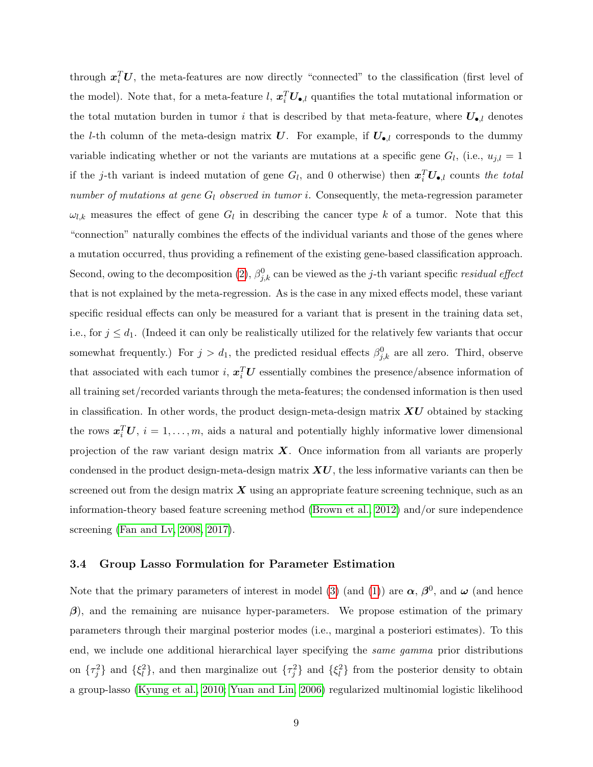through $\boldsymbol{x}_i^T \boldsymbol{U}$, the meta-features are now directly "connected" to the classification (first level of the model). Note that, for a meta-feature $l$, $\boldsymbol{x}_i^T \boldsymbol{U}_{\bullet,l}$ quantifies the total mutational information or the total mutation burden in tumor $i$ that is described by that meta-feature, where $\boldsymbol{U}_{\bullet,l}$ denotes the $l$-th column of the meta-design matrix $\boldsymbol{U}$. For example, if $\boldsymbol{U}_{\bullet,l}$ corresponds to the dummy variable indicating whether or not the variants are mutations at a specific gene $G_l$, (i.e., $u_{j,l} = 1$ if the $j$-th variant is indeed mutation of gene $G_l$, and 0 otherwise) then $\boldsymbol{x}_i^T \boldsymbol{U}_{\bullet,l}$ counts *the total number of mutations at gene $G_l$ observed in tumor $i$*. Consequently, the meta-regression parameter $\omega_{l,k}$ measures the effect of gene $G_l$ in describing the cancer type $k$ of a tumor. Note that this "connection" naturally combines the effects of the individual variants and those of the genes where a mutation occurred, thus providing a refinement of the existing gene-based classification approach. Second, owing to the decomposition (2), $\beta^0_{j,k}$ can be viewed as the $j$-th variant specific *residual effect* that is not explained by the meta-regression. As is the case in any mixed effects model, these variant specific residual effects can only be measured for a variant that is present in the training data set, i.e., for $j \leq d_1$. (Indeed it can only be realistically utilized for the relatively few variants that occur somewhat frequently.) For $j > d_1$, the predicted residual effects $\beta^0_{j,k}$ are all zero. Third, observe that associated with each tumor $i$, $\boldsymbol{x}_i^T \boldsymbol{U}$ essentially combines the presence/absence information of all training set/recorded variants through the meta-features; the condensed information is then used in classification. In other words, the product design-meta-design matrix $\boldsymbol{X}\boldsymbol{U}$ obtained by stacking the rows $\boldsymbol{x}_i^T \boldsymbol{U}$, $i = 1, \ldots, m$, aids a natural and potentially highly informative lower dimensional projection of the raw variant design matrix $\boldsymbol{X}$. Once information from all variants are properly condensed in the product design-meta-design matrix $\boldsymbol{X}\boldsymbol{U}$, the less informative variants can then be screened out from the design matrix $\boldsymbol{X}$ using an appropriate feature screening technique, such as an information-theory based feature screening method (Brown et al., 2012) and/or sure independence screening (Fan and Lv, 2008, 2017).

### 3.4 Group Lasso Formulation for Parameter Estimation

Note that the primary parameters of interest in model (3) (and (1)) are $\boldsymbol{\alpha}$, $\boldsymbol{\beta}^0$, and $\boldsymbol{\omega}$ (and hence $\boldsymbol{\beta}$), and the remaining are nuisance hyper-parameters. We propose estimation of the primary parameters through their marginal posterior modes (i.e., marginal a posteriori estimates). To this end, we include one additional hierarchical layer specifying the *same gamma* prior distributions on $\{\tau_j^2\}$ and $\{\xi_l^2\}$, and then marginalize out $\{\tau_j^2\}$ and $\{\xi_l^2\}$ from the posterior density to obtain a group-lasso (Kyung et al., 2010; Yuan and Lin, 2006) regularized multinomial logistic likelihood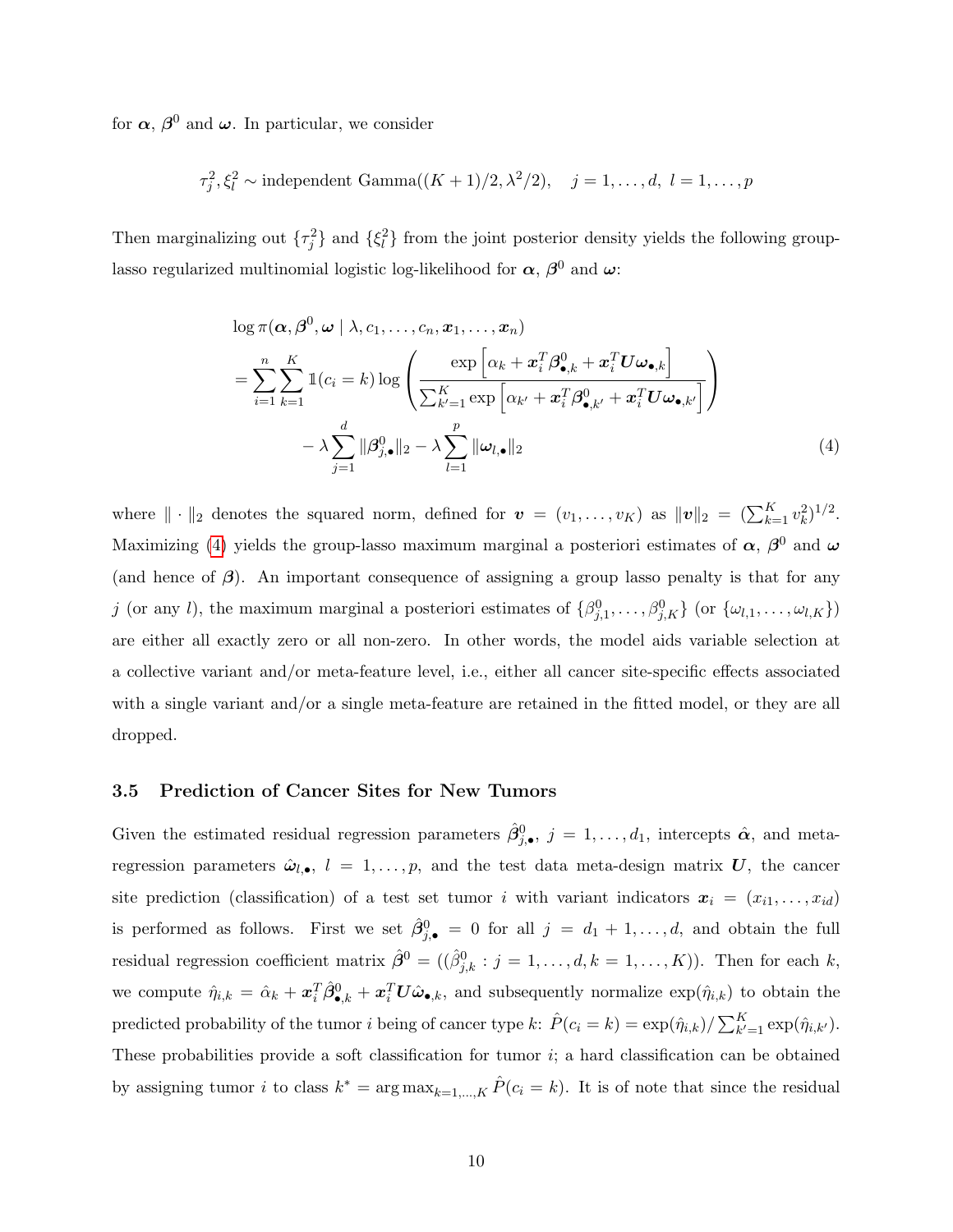for $\boldsymbol{\alpha}$, $\boldsymbol{\beta}^0$ and $\boldsymbol{\omega}$. In particular, we consider

$$\tau_j^2, \xi_l^2 \sim \text{independent Gamma}((K+1)/2, \lambda^2/2), \quad j = 1, \ldots, d, \ l = 1, \ldots, p$$

Then marginalizing out $\{\tau_j^2\}$ and $\{\xi_l^2\}$ from the joint posterior density yields the following group-lasso regularized multinomial logistic log-likelihood for $\boldsymbol{\alpha}$, $\boldsymbol{\beta}^0$ and $\boldsymbol{\omega}$:

$$\begin{aligned}
&\log \pi(\boldsymbol{\alpha}, \boldsymbol{\beta}^0, \boldsymbol{\omega} \mid \lambda, c_1, \ldots, c_n, \boldsymbol{x}_1, \ldots, \boldsymbol{x}_n) \\
&= \sum_{i=1}^{n} \sum_{k=1}^{K} \mathbb{1}(c_i = k) \log \left( \frac{\exp\left[\alpha_k + \boldsymbol{x}_i^T \boldsymbol{\beta}_{\bullet,k}^0 + \boldsymbol{x}_i^T \boldsymbol{U} \boldsymbol{\omega}_{\bullet,k}\right]}{\sum_{k'=1}^{K} \exp\left[\alpha_{k'} + \boldsymbol{x}_i^T \boldsymbol{\beta}_{\bullet,k'}^0 + \boldsymbol{x}_i^T \boldsymbol{U} \boldsymbol{\omega}_{\bullet,k'}\right]} \right) \\
&\qquad - \lambda \sum_{j=1}^{d} \|\boldsymbol{\beta}_{j,\bullet}^0\|_2 - \lambda \sum_{l=1}^{p} \|\boldsymbol{\omega}_{l,\bullet}\|_2
\end{aligned} \tag{4}$$

where $\|\cdot\|_2$ denotes the squared norm, defined for $\boldsymbol{v} = (v_1, \ldots, v_K)$ as $\|\boldsymbol{v}\|_2 = (\sum_{k=1}^{K} v_k^2)^{1/2}$. Maximizing (4) yields the group-lasso maximum marginal a posteriori estimates of $\boldsymbol{\alpha}$, $\boldsymbol{\beta}^0$ and $\boldsymbol{\omega}$ (and hence of $\boldsymbol{\beta}$). An important consequence of assigning a group lasso penalty is that for any $j$ (or any $l$), the maximum marginal a posteriori estimates of $\{\beta_{j,1}^0, \ldots, \beta_{j,K}^0\}$ (or $\{\omega_{l,1}, \ldots, \omega_{l,K}\}$) are either all exactly zero or all non-zero. In other words, the model aids variable selection at a collective variant and/or meta-feature level, i.e., either all cancer site-specific effects associated with a single variant and/or a single meta-feature are retained in the fitted model, or they are all dropped.

### 3.5 Prediction of Cancer Sites for New Tumors

Given the estimated residual regression parameters $\hat{\boldsymbol{\beta}}_{j,\bullet}^0$, $j = 1, \ldots, d_1$, intercepts $\hat{\boldsymbol{\alpha}}$, and meta-regression parameters $\hat{\boldsymbol{\omega}}_{l,\bullet}$, $l = 1, \ldots, p$, and the test data meta-design matrix $\boldsymbol{U}$, the cancer site prediction (classification) of a test set tumor $i$ with variant indicators $\boldsymbol{x}_i = (x_{i1}, \ldots, x_{id})$ is performed as follows. First we set $\hat{\boldsymbol{\beta}}_{j,\bullet}^0 = 0$ for all $j = d_1 + 1, \ldots, d$, and obtain the full residual regression coefficient matrix $\hat{\boldsymbol{\beta}}^0 = ((\hat{\beta}_{j,k}^0 : j = 1, \ldots, d, k = 1, \ldots, K))$. Then for each $k$, we compute $\hat{\eta}_{i,k} = \hat{\alpha}_k + \boldsymbol{x}_i^T \hat{\boldsymbol{\beta}}_{\bullet,k}^0 + \boldsymbol{x}_i^T \boldsymbol{U} \hat{\boldsymbol{\omega}}_{\bullet,k}$, and subsequently normalize $\exp(\hat{\eta}_{i,k})$ to obtain the predicted probability of the tumor $i$ being of cancer type $k$: $\hat{P}(c_i = k) = \exp(\hat{\eta}_{i,k}) / \sum_{k'=1}^{K} \exp(\hat{\eta}_{i,k'})$. These probabilities provide a soft classification for tumor $i$; a hard classification can be obtained by assigning tumor $i$ to class $k^* = \arg\max_{k=1,\ldots,K} \hat{P}(c_i = k)$. It is of note that since the residual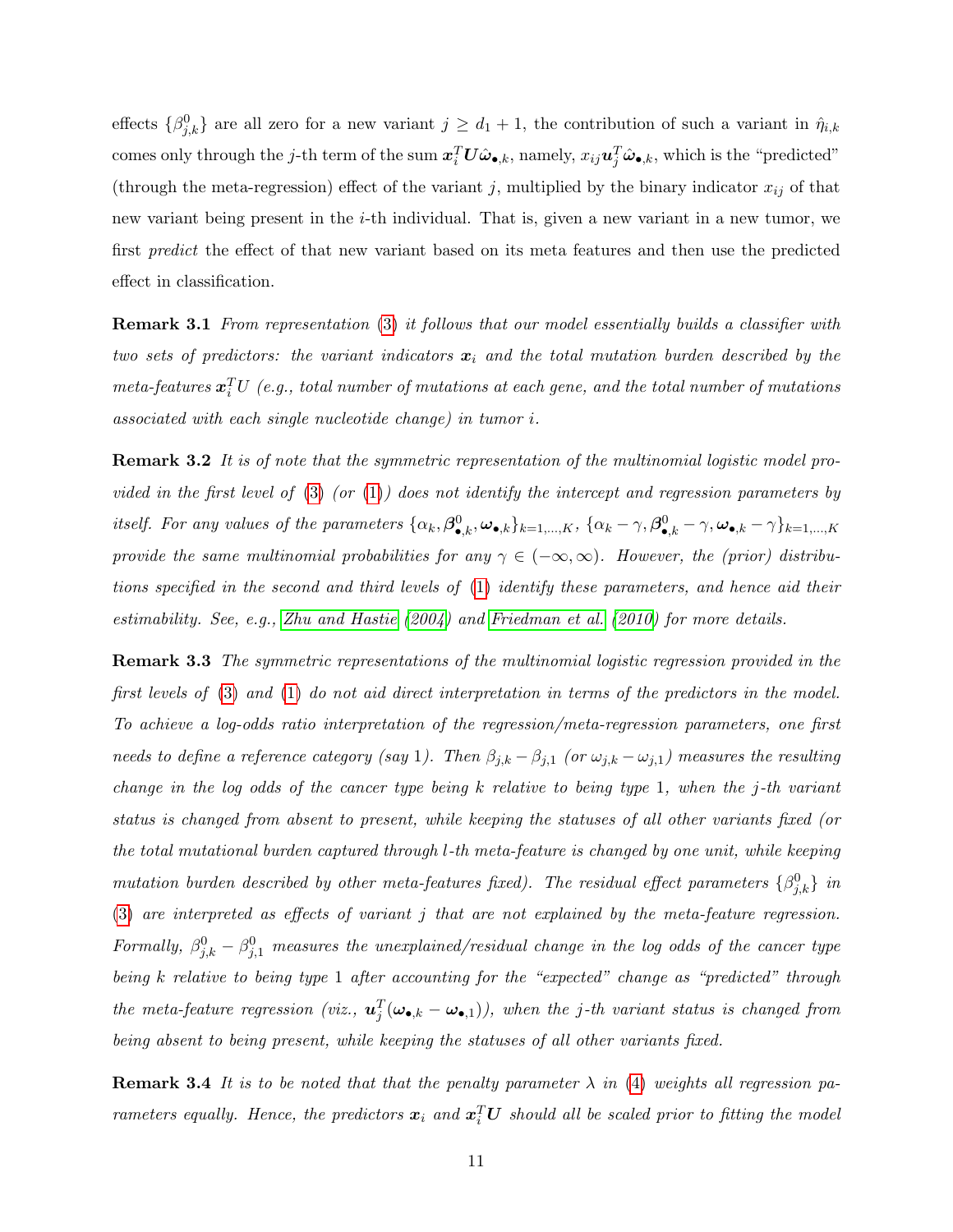effects $\{\beta^0_{j,k}\}$ are all zero for a new variant $j \geq d_1 + 1$, the contribution of such a variant in $\hat{\eta}_{i,k}$ comes only through the $j$-th term of the sum $\boldsymbol{x}_i^T \boldsymbol{U} \hat{\boldsymbol{\omega}}_{\bullet,k}$, namely, $x_{ij} \boldsymbol{u}_j^T \hat{\boldsymbol{\omega}}_{\bullet,k}$, which is the "predicted" (through the meta-regression) effect of the variant $j$, multiplied by the binary indicator $x_{ij}$ of that new variant being present in the $i$-th individual. That is, given a new variant in a new tumor, we first *predict* the effect of that new variant based on its meta features and then use the predicted effect in classification.

**Remark 3.1** *From representation (3) it follows that our model essentially builds a classifier with two sets of predictors: the variant indicators $\boldsymbol{x}_i$ and the total mutation burden described by the meta-features $\boldsymbol{x}_i^T U$ (e.g., total number of mutations at each gene, and the total number of mutations associated with each single nucleotide change) in tumor $i$.*

**Remark 3.2** *It is of note that the symmetric representation of the multinomial logistic model provided in the first level of (3) (or (1)) does not identify the intercept and regression parameters by itself. For any values of the parameters $\{\alpha_k, \boldsymbol{\beta}^0_{\bullet,k}, \boldsymbol{\omega}_{\bullet,k}\}_{k=1,\ldots,K}$, $\{\alpha_k - \gamma, \boldsymbol{\beta}^0_{\bullet,k} - \gamma, \boldsymbol{\omega}_{\bullet,k} - \gamma\}_{k=1,\ldots,K}$ provide the same multinomial probabilities for any $\gamma \in (-\infty, \infty)$. However, the (prior) distributions specified in the second and third levels of (1) identify these parameters, and hence aid their estimability. See, e.g., Zhu and Hastie (2004) and Friedman et al. (2010) for more details.*

**Remark 3.3** *The symmetric representations of the multinomial logistic regression provided in the first levels of (3) and (1) do not aid direct interpretation in terms of the predictors in the model. To achieve a log-odds ratio interpretation of the regression/meta-regression parameters, one first needs to define a reference category (say 1). Then $\beta_{j,k} - \beta_{j,1}$ (or $\omega_{j,k} - \omega_{j,1}$) measures the resulting change in the log odds of the cancer type being $k$ relative to being type 1, when the $j$-th variant status is changed from absent to present, while keeping the statuses of all other variants fixed (or the total mutational burden captured through $l$-th meta-feature is changed by one unit, while keeping mutation burden described by other meta-features fixed). The residual effect parameters $\{\beta^0_{j,k}\}$ in (3) are interpreted as effects of variant $j$ that are not explained by the meta-feature regression. Formally, $\beta^0_{j,k} - \beta^0_{j,1}$ measures the unexplained/residual change in the log odds of the cancer type being $k$ relative to being type 1 after accounting for the "expected" change as "predicted" through the meta-feature regression (viz., $\boldsymbol{u}_j^T(\boldsymbol{\omega}_{\bullet,k} - \boldsymbol{\omega}_{\bullet,1})$), when the $j$-th variant status is changed from being absent to being present, while keeping the statuses of all other variants fixed.*

**Remark 3.4** *It is to be noted that that the penalty parameter $\lambda$ in (4) weights all regression parameters equally. Hence, the predictors $\boldsymbol{x}_i$ and $\boldsymbol{x}_i^T \boldsymbol{U}$ should all be scaled prior to fitting the model*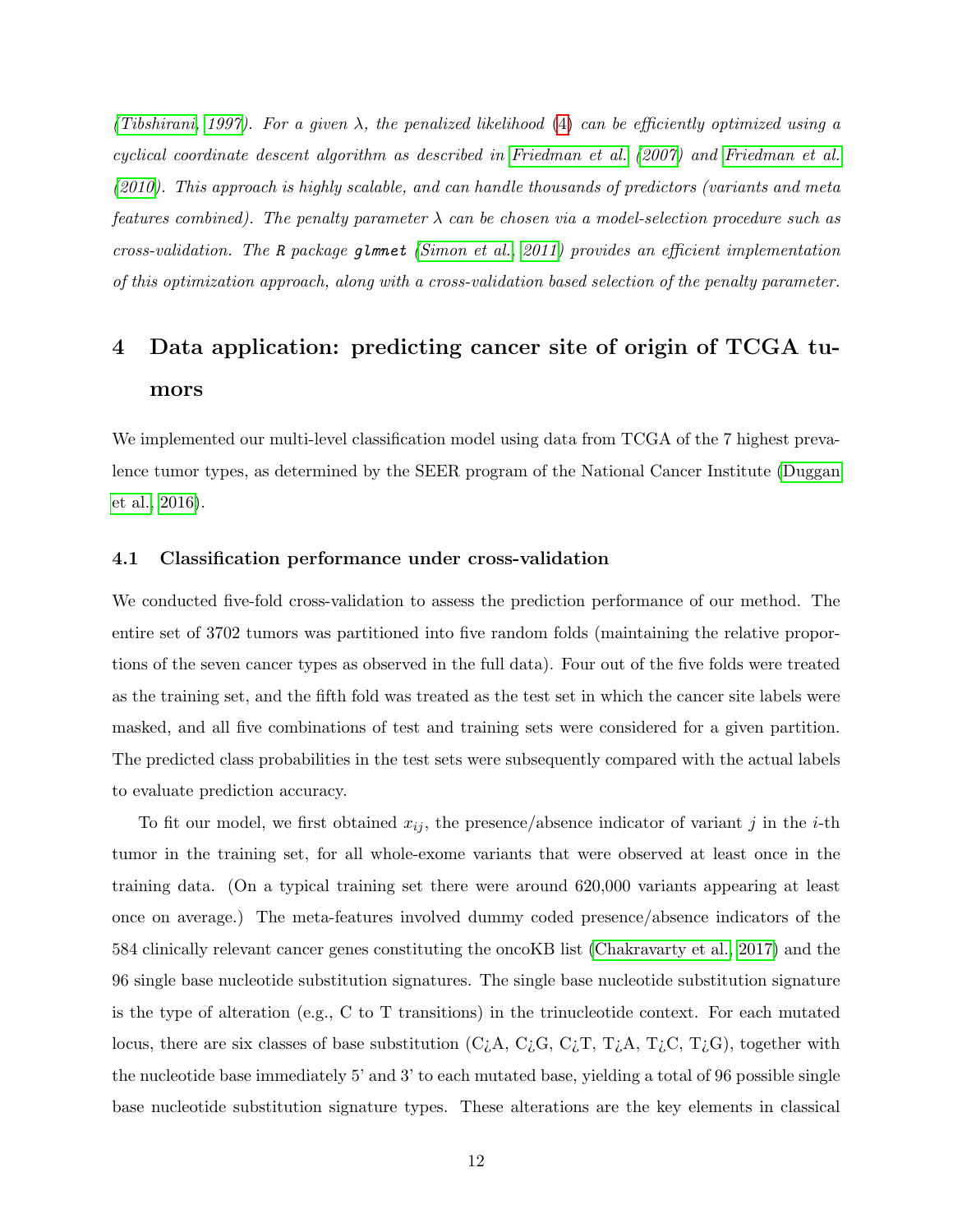*(Tibshirani, 1997). For a given $\lambda$, the penalized likelihood (4) can be efficiently optimized using a cyclical coordinate descent algorithm as described in Friedman et al. (2007) and Friedman et al. (2010). This approach is highly scalable, and can handle thousands of predictors (variants and meta features combined). The penalty parameter $\lambda$ can be chosen via a model-selection procedure such as cross-validation. The R package **glmnet** (Simon et al., 2011) provides an efficient implementation of this optimization approach, along with a cross-validation based selection of the penalty parameter.*

## 4 Data application: predicting cancer site of origin of TCGA tumors

We implemented our multi-level classification model using data from TCGA of the 7 highest prevalence tumor types, as determined by the SEER program of the National Cancer Institute (Duggan et al., 2016).

### 4.1 Classification performance under cross-validation

We conducted five-fold cross-validation to assess the prediction performance of our method. The entire set of 3702 tumors was partitioned into five random folds (maintaining the relative proportions of the seven cancer types as observed in the full data). Four out of the five folds were treated as the training set, and the fifth fold was treated as the test set in which the cancer site labels were masked, and all five combinations of test and training sets were considered for a given partition. The predicted class probabilities in the test sets were subsequently compared with the actual labels to evaluate prediction accuracy.

To fit our model, we first obtained $x_{ij}$, the presence/absence indicator of variant $j$ in the $i$-th tumor in the training set, for all whole-exome variants that were observed at least once in the training data. (On a typical training set there were around 620,000 variants appearing at least once on average.) The meta-features involved dummy coded presence/absence indicators of the 584 clinically relevant cancer genes constituting the oncoKB list (Chakravarty et al., 2017) and the 96 single base nucleotide substitution signatures. The single base nucleotide substitution signature is the type of alteration (e.g., C to T transitions) in the trinucleotide context. For each mutated locus, there are six classes of base substitution (C¿A, C¿G, C¿T, T¿A, T¿C, T¿G), together with the nucleotide base immediately 5' and 3' to each mutated base, yielding a total of 96 possible single base nucleotide substitution signature types. These alterations are the key elements in classical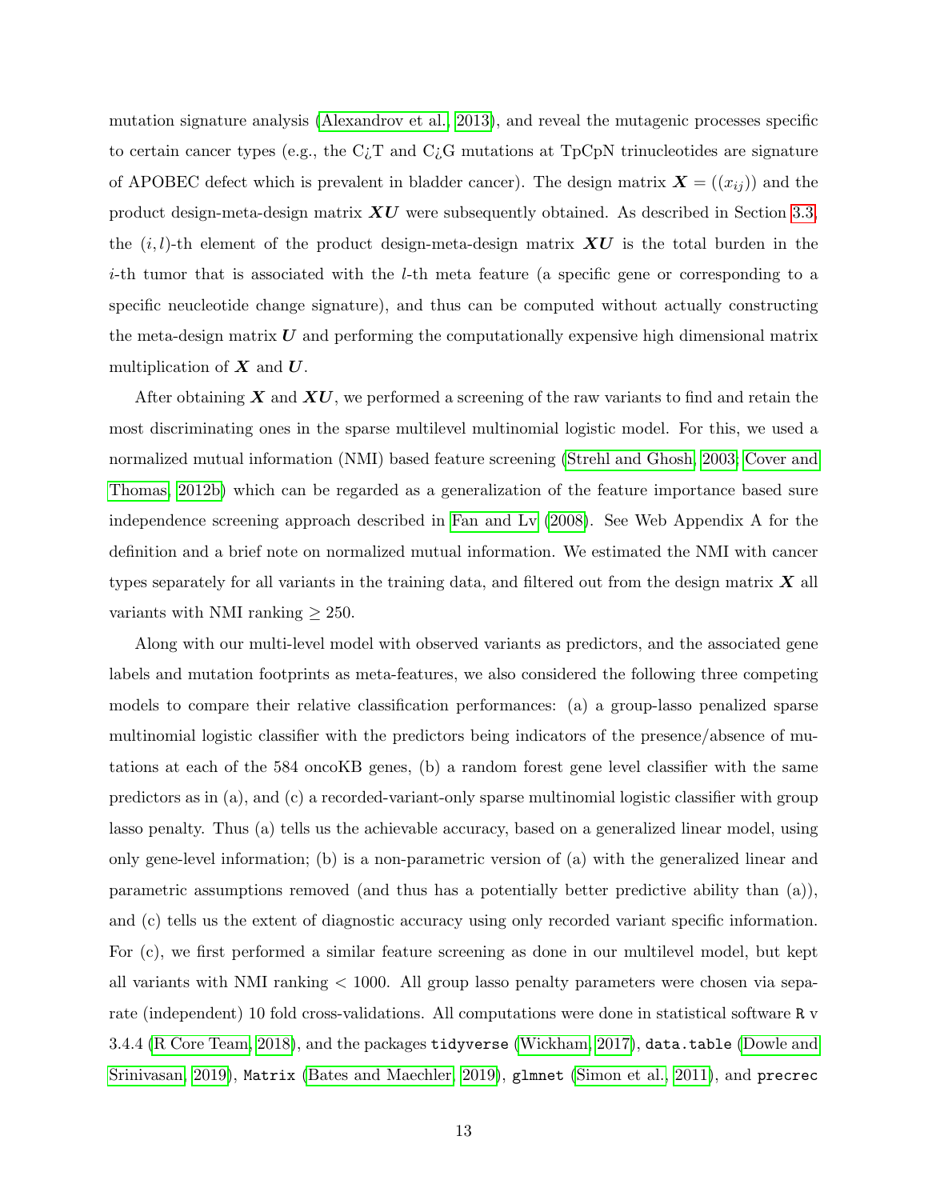mutation signature analysis (Alexandrov et al., 2013), and reveal the mutagenic processes specific to certain cancer types (e.g., the C¿T and C¿G mutations at TpCpN trinucleotides are signature of APOBEC defect which is prevalent in bladder cancer). The design matrix $\boldsymbol{X} = ((x_{ij}))$ and the product design-meta-design matrix $\boldsymbol{XU}$ were subsequently obtained. As described in Section 3.3, the $(i, l)$-th element of the product design-meta-design matrix $\boldsymbol{XU}$ is the total burden in the $i$-th tumor that is associated with the $l$-th meta feature (a specific gene or corresponding to a specific neucleotide change signature), and thus can be computed without actually constructing the meta-design matrix $\boldsymbol{U}$ and performing the computationally expensive high dimensional matrix multiplication of $\boldsymbol{X}$ and $\boldsymbol{U}$.

After obtaining $\boldsymbol{X}$ and $\boldsymbol{XU}$, we performed a screening of the raw variants to find and retain the most discriminating ones in the sparse multilevel multinomial logistic model. For this, we used a normalized mutual information (NMI) based feature screening (Strehl and Ghosh, 2003; Cover and Thomas, 2012b) which can be regarded as a generalization of the feature importance based sure independence screening approach described in Fan and Lv (2008). See Web Appendix A for the definition and a brief note on normalized mutual information. We estimated the NMI with cancer types separately for all variants in the training data, and filtered out from the design matrix $\boldsymbol{X}$ all variants with NMI ranking $\geq 250$.

Along with our multi-level model with observed variants as predictors, and the associated gene labels and mutation footprints as meta-features, we also considered the following three competing models to compare their relative classification performances: (a) a group-lasso penalized sparse multinomial logistic classifier with the predictors being indicators of the presence/absence of mutations at each of the 584 oncoKB genes, (b) a random forest gene level classifier with the same predictors as in (a), and (c) a recorded-variant-only sparse multinomial logistic classifier with group lasso penalty. Thus (a) tells us the achievable accuracy, based on a generalized linear model, using only gene-level information; (b) is a non-parametric version of (a) with the generalized linear and parametric assumptions removed (and thus has a potentially better predictive ability than (a)), and (c) tells us the extent of diagnostic accuracy using only recorded variant specific information. For (c), we first performed a similar feature screening as done in our multilevel model, but kept all variants with NMI ranking $< 1000$. All group lasso penalty parameters were chosen via separate (independent) 10 fold cross-validations. All computations were done in statistical software `R` v 3.4.4 (R Core Team, 2018), and the packages `tidyverse` (Wickham, 2017), `data.table` (Dowle and Srinivasan, 2019), `Matrix` (Bates and Maechler, 2019), `glmnet` (Simon et al., 2011), and `precrec`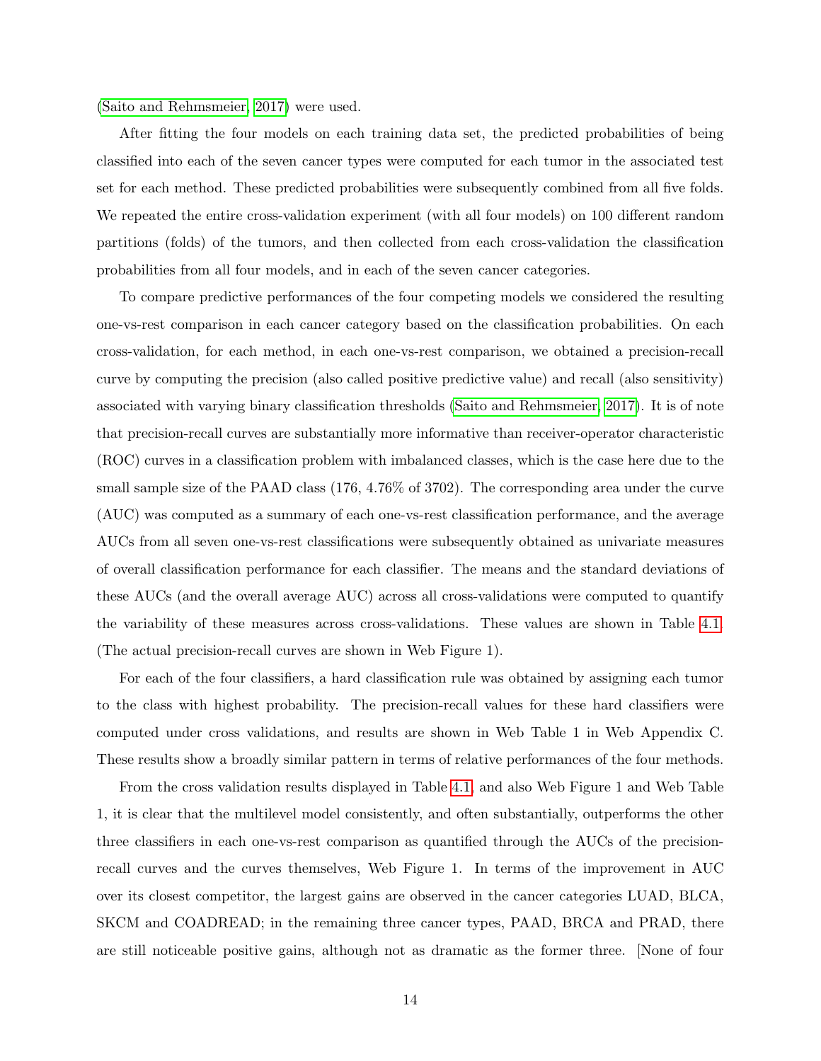(Saito and Rehmsmeier, 2017) were used.

After fitting the four models on each training data set, the predicted probabilities of being classified into each of the seven cancer types were computed for each tumor in the associated test set for each method. These predicted probabilities were subsequently combined from all five folds. We repeated the entire cross-validation experiment (with all four models) on 100 different random partitions (folds) of the tumors, and then collected from each cross-validation the classification probabilities from all four models, and in each of the seven cancer categories.

To compare predictive performances of the four competing models we considered the resulting one-vs-rest comparison in each cancer category based on the classification probabilities. On each cross-validation, for each method, in each one-vs-rest comparison, we obtained a precision-recall curve by computing the precision (also called positive predictive value) and recall (also sensitivity) associated with varying binary classification thresholds (Saito and Rehmsmeier, 2017). It is of note that precision-recall curves are substantially more informative than receiver-operator characteristic (ROC) curves in a classification problem with imbalanced classes, which is the case here due to the small sample size of the PAAD class (176, 4.76% of 3702). The corresponding area under the curve (AUC) was computed as a summary of each one-vs-rest classification performance, and the average AUCs from all seven one-vs-rest classifications were subsequently obtained as univariate measures of overall classification performance for each classifier. The means and the standard deviations of these AUCs (and the overall average AUC) across all cross-validations were computed to quantify the variability of these measures across cross-validations. These values are shown in Table 4.1. (The actual precision-recall curves are shown in Web Figure 1).

For each of the four classifiers, a hard classification rule was obtained by assigning each tumor to the class with highest probability. The precision-recall values for these hard classifiers were computed under cross validations, and results are shown in Web Table 1 in Web Appendix C. These results show a broadly similar pattern in terms of relative performances of the four methods.

From the cross validation results displayed in Table 4.1, and also Web Figure 1 and Web Table 1, it is clear that the multilevel model consistently, and often substantially, outperforms the other three classifiers in each one-vs-rest comparison as quantified through the AUCs of the precision-recall curves and the curves themselves, Web Figure 1. In terms of the improvement in AUC over its closest competitor, the largest gains are observed in the cancer categories LUAD, BLCA, SKCM and COADREAD; in the remaining three cancer types, PAAD, BRCA and PRAD, there are still noticeable positive gains, although not as dramatic as the former three. [None of four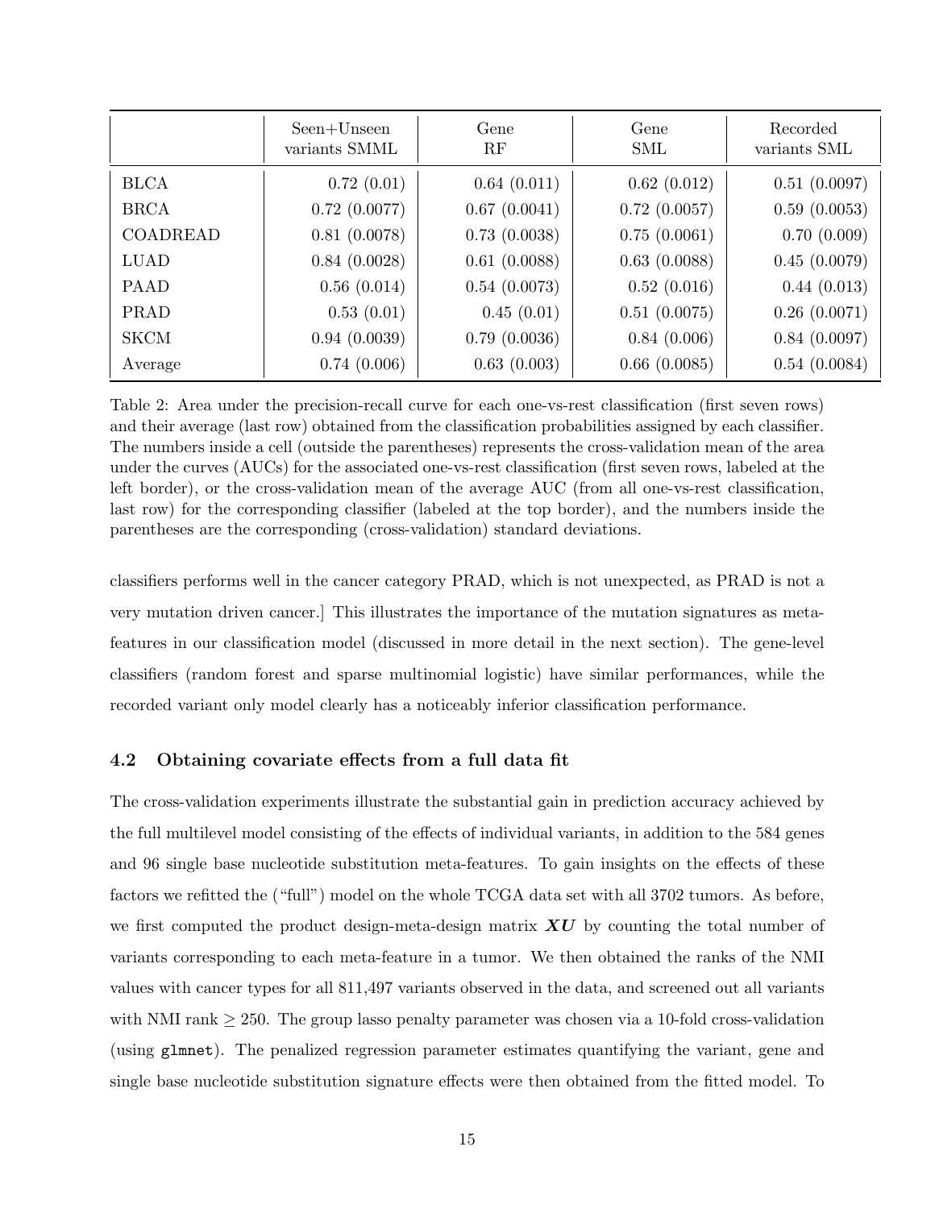|  | Seen+Unseen variants SMML | Gene RF | Gene SML | Recorded variants SML |
|---|---|---|---|---|
| BLCA | 0.72 (0.01) | 0.64 (0.011) | 0.62 (0.012) | 0.51 (0.0097) |
| BRCA | 0.72 (0.0077) | 0.67 (0.0041) | 0.72 (0.0057) | 0.59 (0.0053) |
| COADREAD | 0.81 (0.0078) | 0.73 (0.0038) | 0.75 (0.0061) | 0.70 (0.009) |
| LUAD | 0.84 (0.0028) | 0.61 (0.0088) | 0.63 (0.0088) | 0.45 (0.0079) |
| PAAD | 0.56 (0.014) | 0.54 (0.0073) | 0.52 (0.016) | 0.44 (0.013) |
| PRAD | 0.53 (0.01) | 0.45 (0.01) | 0.51 (0.0075) | 0.26 (0.0071) |
| SKCM | 0.94 (0.0039) | 0.79 (0.0036) | 0.84 (0.006) | 0.84 (0.0097) |
| Average | 0.74 (0.006) | 0.63 (0.003) | 0.66 (0.0085) | 0.54 (0.0084) |

Table 2: Area under the precision-recall curve for each one-vs-rest classification (first seven rows) and their average (last row) obtained from the classification probabilities assigned by each classifier. The numbers inside a cell (outside the parentheses) represents the cross-validation mean of the area under the curves (AUCs) for the associated one-vs-rest classification (first seven rows, labeled at the left border), or the cross-validation mean of the average AUC (from all one-vs-rest classification, last row) for the corresponding classifier (labeled at the top border), and the numbers inside the parentheses are the corresponding (cross-validation) standard deviations.

classifiers performs well in the cancer category PRAD, which is not unexpected, as PRAD is not a very mutation driven cancer.] This illustrates the importance of the mutation signatures as meta-features in our classification model (discussed in more detail in the next section). The gene-level classifiers (random forest and sparse multinomial logistic) have similar performances, while the recorded variant only model clearly has a noticeably inferior classification performance.

### 4.2 Obtaining covariate effects from a full data fit

The cross-validation experiments illustrate the substantial gain in prediction accuracy achieved by the full multilevel model consisting of the effects of individual variants, in addition to the 584 genes and 96 single base nucleotide substitution meta-features. To gain insights on the effects of these factors we refitted the ("full") model on the whole TCGA data set with all 3702 tumors. As before, we first computed the product design-meta-design matrix $\boldsymbol{XU}$ by counting the total number of variants corresponding to each meta-feature in a tumor. We then obtained the ranks of the NMI values with cancer types for all 811,497 variants observed in the data, and screened out all variants with NMI rank $\geq 250$. The group lasso penalty parameter was chosen via a 10-fold cross-validation (using `glmnet`). The penalized regression parameter estimates quantifying the variant, gene and single base nucleotide substitution signature effects were then obtained from the fitted model. To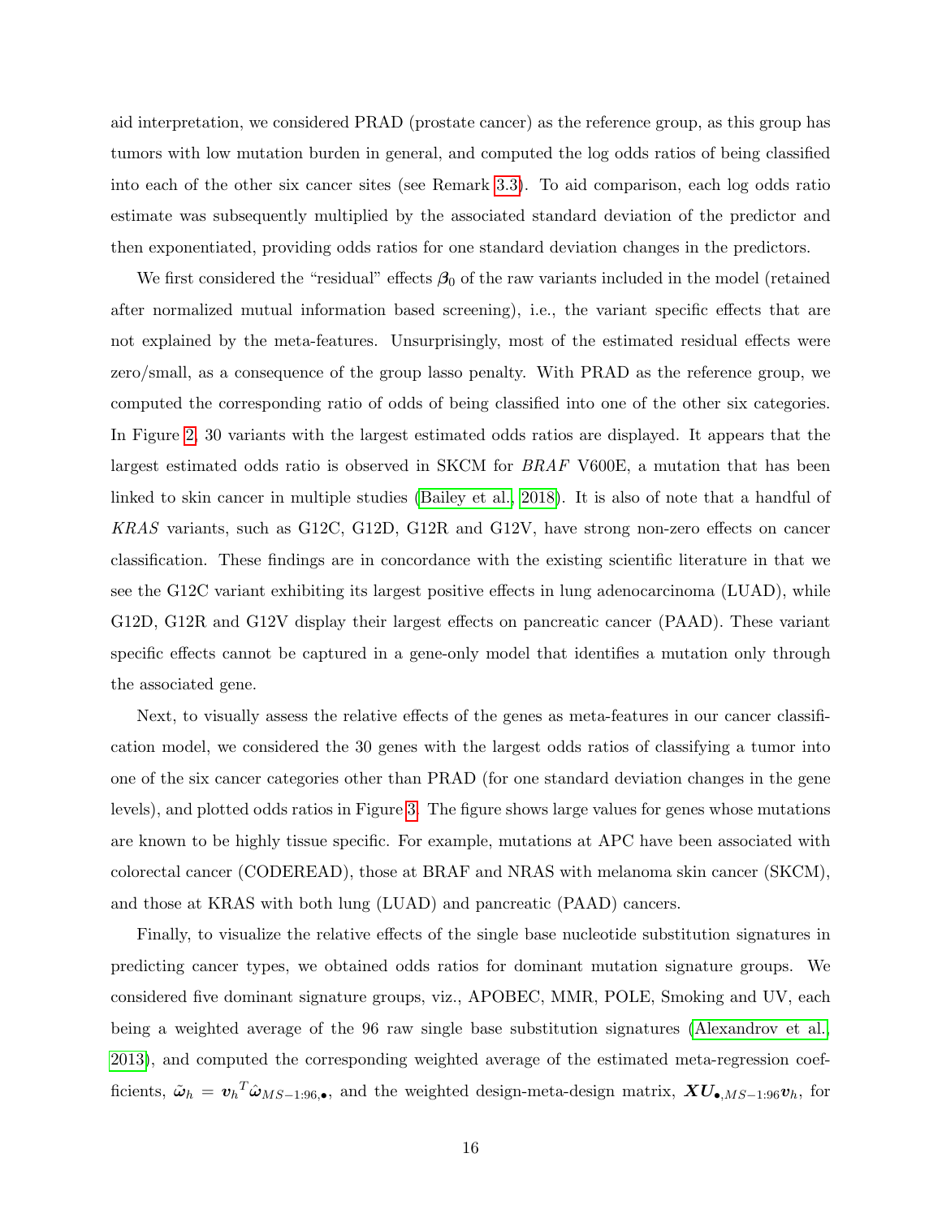aid interpretation, we considered PRAD (prostate cancer) as the reference group, as this group has tumors with low mutation burden in general, and computed the log odds ratios of being classified into each of the other six cancer sites (see Remark 3.3). To aid comparison, each log odds ratio estimate was subsequently multiplied by the associated standard deviation of the predictor and then exponentiated, providing odds ratios for one standard deviation changes in the predictors.

We first considered the "residual" effects $\boldsymbol{\beta}_0$ of the raw variants included in the model (retained after normalized mutual information based screening), i.e., the variant specific effects that are not explained by the meta-features. Unsurprisingly, most of the estimated residual effects were zero/small, as a consequence of the group lasso penalty. With PRAD as the reference group, we computed the corresponding ratio of odds of being classified into one of the other six categories. In Figure 2, 30 variants with the largest estimated odds ratios are displayed. It appears that the largest estimated odds ratio is observed in SKCM for *BRAF* V600E, a mutation that has been linked to skin cancer in multiple studies (Bailey et al., 2018). It is also of note that a handful of *KRAS* variants, such as G12C, G12D, G12R and G12V, have strong non-zero effects on cancer classification. These findings are in concordance with the existing scientific literature in that we see the G12C variant exhibiting its largest positive effects in lung adenocarcinoma (LUAD), while G12D, G12R and G12V display their largest effects on pancreatic cancer (PAAD). These variant specific effects cannot be captured in a gene-only model that identifies a mutation only through the associated gene.

Next, to visually assess the relative effects of the genes as meta-features in our cancer classification model, we considered the 30 genes with the largest odds ratios of classifying a tumor into one of the six cancer categories other than PRAD (for one standard deviation changes in the gene levels), and plotted odds ratios in Figure 3. The figure shows large values for genes whose mutations are known to be highly tissue specific. For example, mutations at APC have been associated with colorectal cancer (CODEREAD), those at BRAF and NRAS with melanoma skin cancer (SKCM), and those at KRAS with both lung (LUAD) and pancreatic (PAAD) cancers.

Finally, to visualize the relative effects of the single base nucleotide substitution signatures in predicting cancer types, we obtained odds ratios for dominant mutation signature groups. We considered five dominant signature groups, viz., APOBEC, MMR, POLE, Smoking and UV, each being a weighted average of the 96 raw single base substitution signatures (Alexandrov et al., 2013), and computed the corresponding weighted average of the estimated meta-regression coefficients, $\tilde{\boldsymbol{\omega}}_h = \boldsymbol{v}_h{}^T \hat{\boldsymbol{\omega}}_{MS-1:96,\bullet}$, and the weighted design-meta-design matrix, $\boldsymbol{X}\boldsymbol{U}_{\bullet,MS-1:96}\boldsymbol{v}_h$, for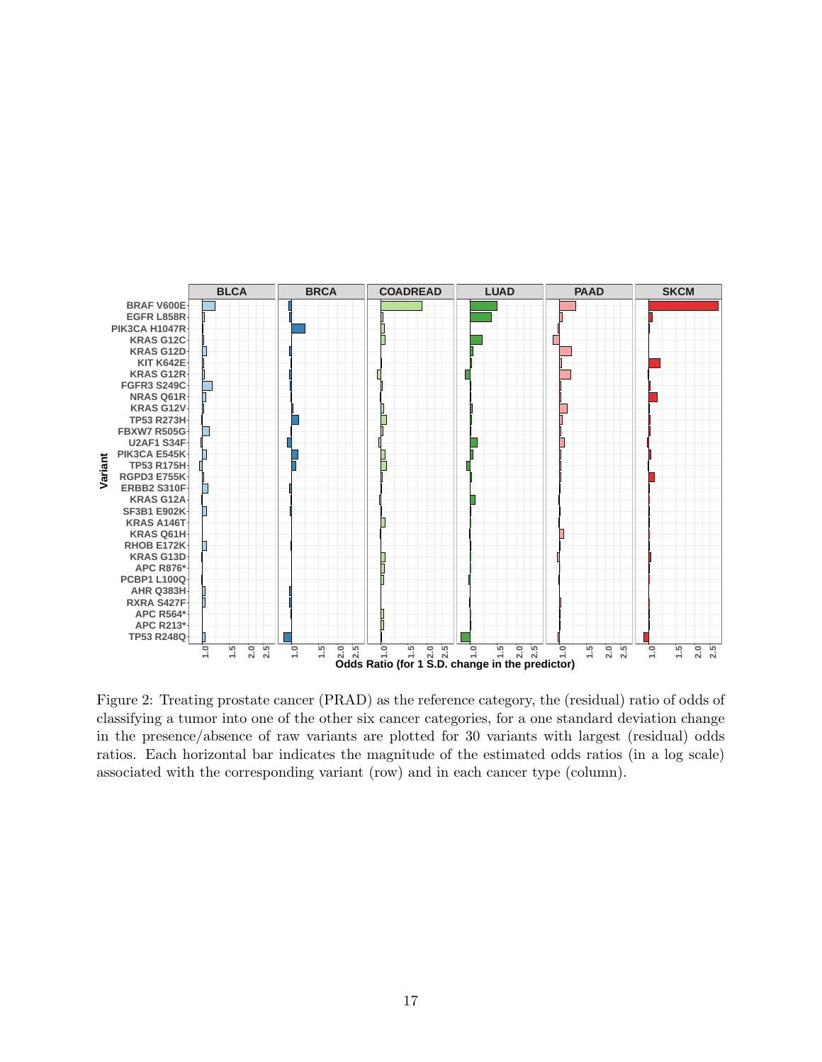Figure 2: Treating prostate cancer (PRAD) as the reference category, the (residual) ratio of odds of classifying a tumor into one of the other six cancer categories, for a one standard deviation change in the presence/absence of raw variants are plotted for 30 variants with largest (residual) odds ratios. Each horizontal bar indicates the magnitude of the estimated odds ratios (in a log scale) associated with the corresponding variant (row) and in each cancer type (column).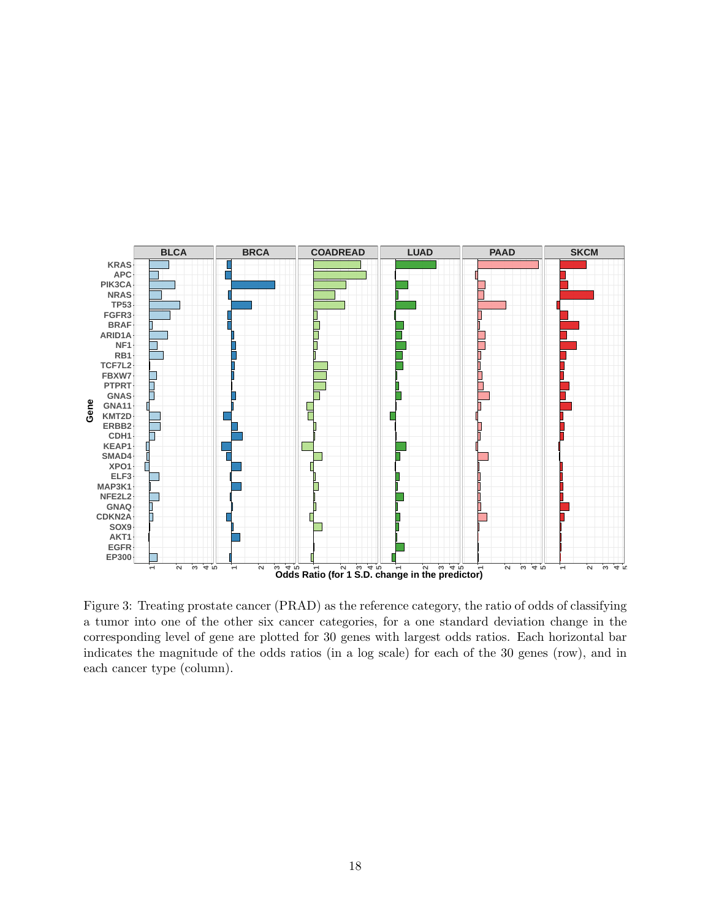Figure 3: Treating prostate cancer (PRAD) as the reference category, the ratio of odds of classifying a tumor into one of the other six cancer categories, for a one standard deviation change in the corresponding level of gene are plotted for 30 genes with largest odds ratios. Each horizontal bar indicates the magnitude of the odds ratios (in a log scale) for each of the 30 genes (row), and in each cancer type (column).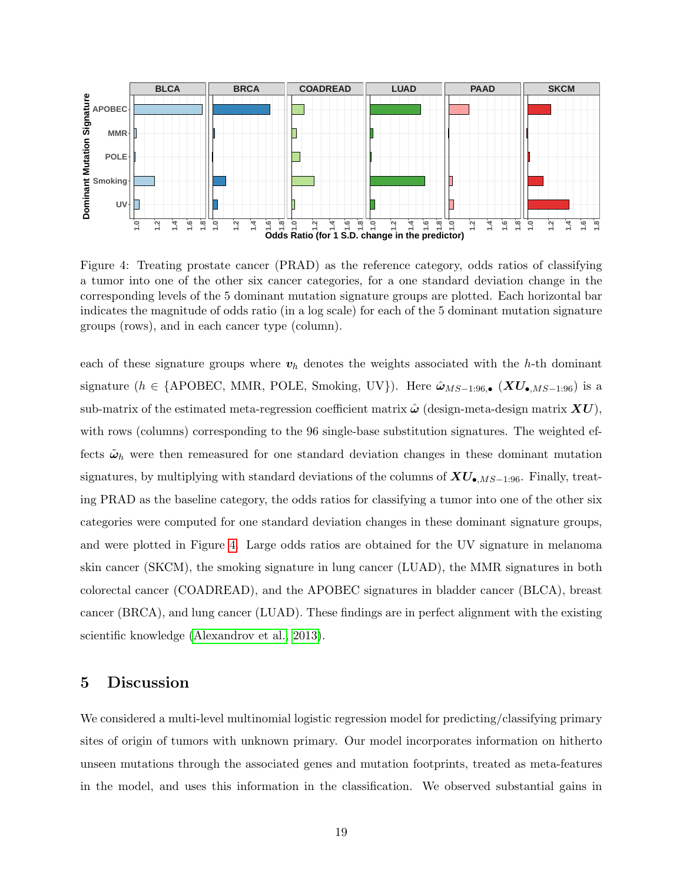Figure 4: Treating prostate cancer (PRAD) as the reference category, odds ratios of classifying a tumor into one of the other six cancer categories, for a one standard deviation change in the corresponding levels of the 5 dominant mutation signature groups are plotted. Each horizontal bar indicates the magnitude of odds ratio (in a log scale) for each of the 5 dominant mutation signature groups (rows), and in each cancer type (column).

each of these signature groups where $\boldsymbol{v}_h$ denotes the weights associated with the $h$-th dominant signature ($h \in$ {APOBEC, MMR, POLE, Smoking, UV}). Here $\hat{\boldsymbol{\omega}}_{MS-1:96,\bullet}$ ($\boldsymbol{XU}_{\bullet,MS-1:96}$) is a sub-matrix of the estimated meta-regression coefficient matrix $\hat{\boldsymbol{\omega}}$ (design-meta-design matrix $\boldsymbol{XU}$), with rows (columns) corresponding to the 96 single-base substitution signatures. The weighted effects $\tilde{\boldsymbol{\omega}}_h$ were then remeasured for one standard deviation changes in these dominant mutation signatures, by multiplying with standard deviations of the columns of $\boldsymbol{XU}_{\bullet,MS-1:96}$. Finally, treating PRAD as the baseline category, the odds ratios for classifying a tumor into one of the other six categories were computed for one standard deviation changes in these dominant signature groups, and were plotted in Figure 4. Large odds ratios are obtained for the UV signature in melanoma skin cancer (SKCM), the smoking signature in lung cancer (LUAD), the MMR signatures in both colorectal cancer (COADREAD), and the APOBEC signatures in bladder cancer (BLCA), breast cancer (BRCA), and lung cancer (LUAD). These findings are in perfect alignment with the existing scientific knowledge (Alexandrov et al., 2013).

# 5 Discussion

We considered a multi-level multinomial logistic regression model for predicting/classifying primary sites of origin of tumors with unknown primary. Our model incorporates information on hitherto unseen mutations through the associated genes and mutation footprints, treated as meta-features in the model, and uses this information in the classification. We observed substantial gains in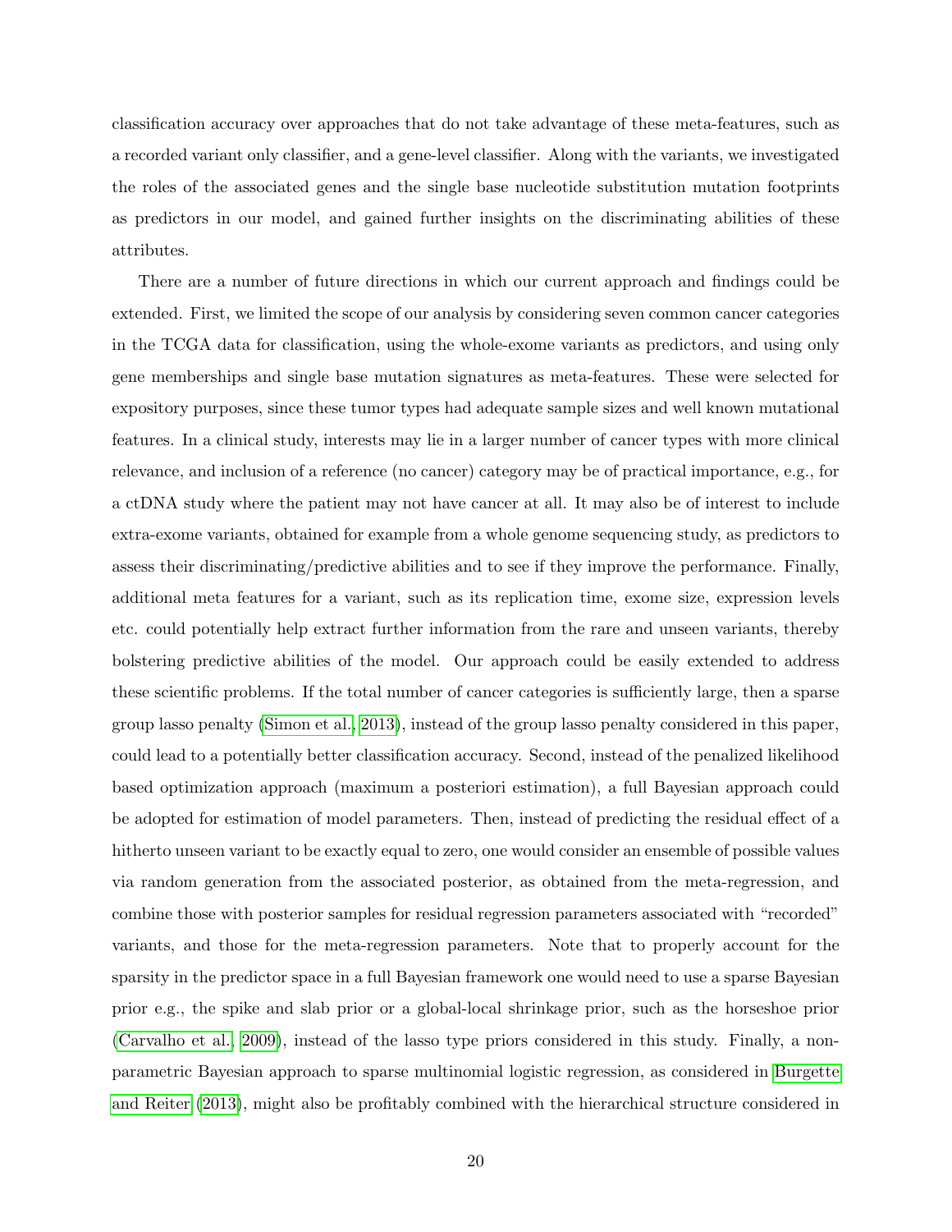classification accuracy over approaches that do not take advantage of these meta-features, such as a recorded variant only classifier, and a gene-level classifier. Along with the variants, we investigated the roles of the associated genes and the single base nucleotide substitution mutation footprints as predictors in our model, and gained further insights on the discriminating abilities of these attributes.

There are a number of future directions in which our current approach and findings could be extended. First, we limited the scope of our analysis by considering seven common cancer categories in the TCGA data for classification, using the whole-exome variants as predictors, and using only gene memberships and single base mutation signatures as meta-features. These were selected for expository purposes, since these tumor types had adequate sample sizes and well known mutational features. In a clinical study, interests may lie in a larger number of cancer types with more clinical relevance, and inclusion of a reference (no cancer) category may be of practical importance, e.g., for a ctDNA study where the patient may not have cancer at all. It may also be of interest to include extra-exome variants, obtained for example from a whole genome sequencing study, as predictors to assess their discriminating/predictive abilities and to see if they improve the performance. Finally, additional meta features for a variant, such as its replication time, exome size, expression levels etc. could potentially help extract further information from the rare and unseen variants, thereby bolstering predictive abilities of the model. Our approach could be easily extended to address these scientific problems. If the total number of cancer categories is sufficiently large, then a sparse group lasso penalty (Simon et al., 2013), instead of the group lasso penalty considered in this paper, could lead to a potentially better classification accuracy. Second, instead of the penalized likelihood based optimization approach (maximum a posteriori estimation), a full Bayesian approach could be adopted for estimation of model parameters. Then, instead of predicting the residual effect of a hitherto unseen variant to be exactly equal to zero, one would consider an ensemble of possible values via random generation from the associated posterior, as obtained from the meta-regression, and combine those with posterior samples for residual regression parameters associated with "recorded" variants, and those for the meta-regression parameters. Note that to properly account for the sparsity in the predictor space in a full Bayesian framework one would need to use a sparse Bayesian prior e.g., the spike and slab prior or a global-local shrinkage prior, such as the horseshoe prior (Carvalho et al., 2009), instead of the lasso type priors considered in this study. Finally, a non-parametric Bayesian approach to sparse multinomial logistic regression, as considered in Burgette and Reiter (2013), might also be profitably combined with the hierarchical structure considered in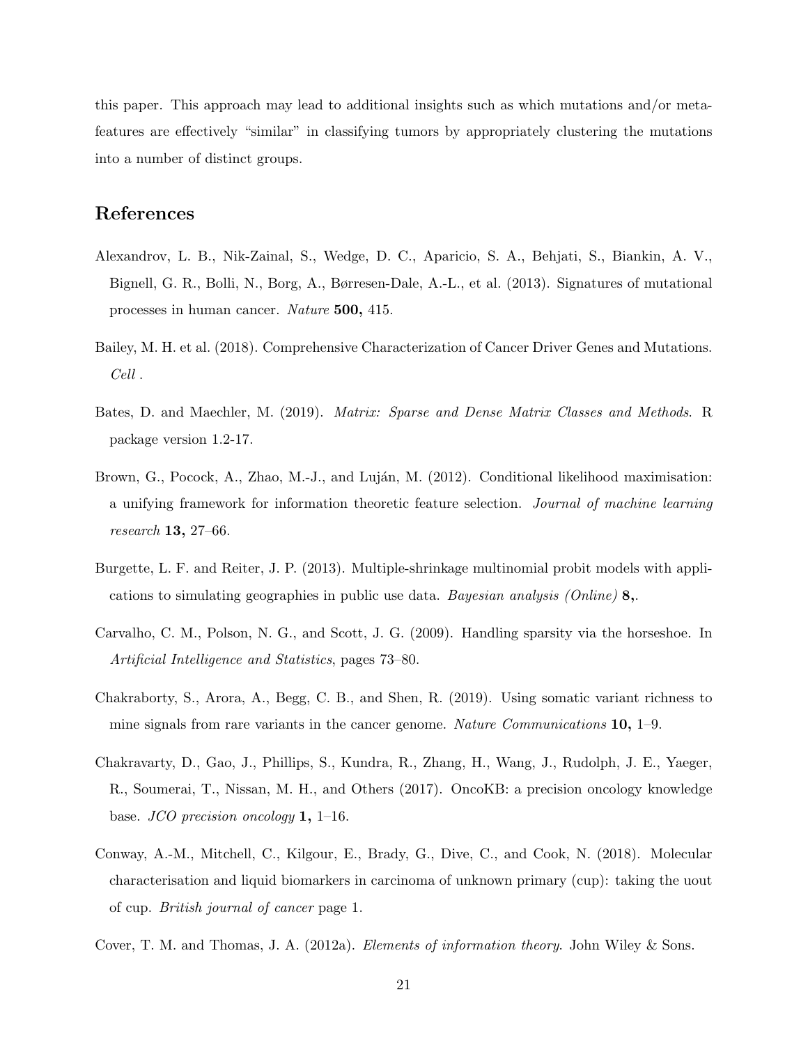this paper. This approach may lead to additional insights such as which mutations and/or meta-features are effectively "similar" in classifying tumors by appropriately clustering the mutations into a number of distinct groups.

## References

Alexandrov, L. B., Nik-Zainal, S., Wedge, D. C., Aparicio, S. A., Behjati, S., Biankin, A. V., Bignell, G. R., Bolli, N., Borg, A., Børresen-Dale, A.-L., et al. (2013). Signatures of mutational processes in human cancer. *Nature* **500,** 415.

Bailey, M. H. et al. (2018). Comprehensive Characterization of Cancer Driver Genes and Mutations. *Cell* .

Bates, D. and Maechler, M. (2019). *Matrix: Sparse and Dense Matrix Classes and Methods*. R package version 1.2-17.

Brown, G., Pocock, A., Zhao, M.-J., and Luján, M. (2012). Conditional likelihood maximisation: a unifying framework for information theoretic feature selection. *Journal of machine learning research* **13,** 27–66.

Burgette, L. F. and Reiter, J. P. (2013). Multiple-shrinkage multinomial probit models with applications to simulating geographies in public use data. *Bayesian analysis (Online)* **8,**.

Carvalho, C. M., Polson, N. G., and Scott, J. G. (2009). Handling sparsity via the horseshoe. In *Artificial Intelligence and Statistics*, pages 73–80.

Chakraborty, S., Arora, A., Begg, C. B., and Shen, R. (2019). Using somatic variant richness to mine signals from rare variants in the cancer genome. *Nature Communications* **10,** 1–9.

Chakravarty, D., Gao, J., Phillips, S., Kundra, R., Zhang, H., Wang, J., Rudolph, J. E., Yaeger, R., Soumerai, T., Nissan, M. H., and Others (2017). OncoKB: a precision oncology knowledge base. *JCO precision oncology* **1,** 1–16.

Conway, A.-M., Mitchell, C., Kilgour, E., Brady, G., Dive, C., and Cook, N. (2018). Molecular characterisation and liquid biomarkers in carcinoma of unknown primary (cup): taking the uout of cup. *British journal of cancer* page 1.

Cover, T. M. and Thomas, J. A. (2012a). *Elements of information theory*. John Wiley & Sons.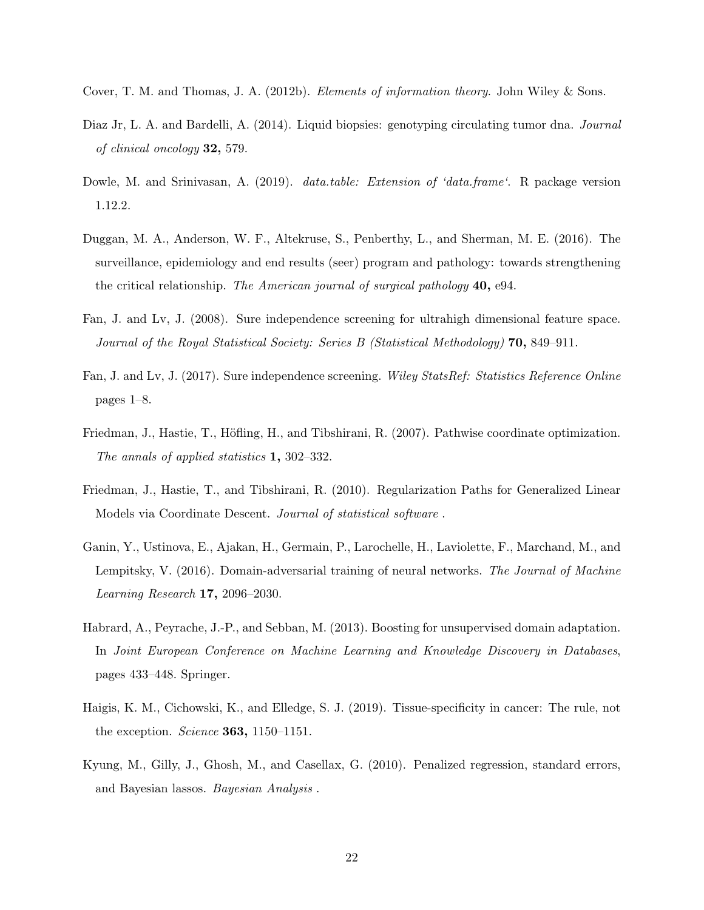Cover, T. M. and Thomas, J. A. (2012b). *Elements of information theory.* John Wiley & Sons.

Diaz Jr, L. A. and Bardelli, A. (2014). Liquid biopsies: genotyping circulating tumor dna. *Journal of clinical oncology* **32,** 579.

Dowle, M. and Srinivasan, A. (2019). *data.table: Extension of 'data.frame'.* R package version 1.12.2.

Duggan, M. A., Anderson, W. F., Altekruse, S., Penberthy, L., and Sherman, M. E. (2016). The surveillance, epidemiology and end results (seer) program and pathology: towards strengthening the critical relationship. *The American journal of surgical pathology* **40,** e94.

Fan, J. and Lv, J. (2008). Sure independence screening for ultrahigh dimensional feature space. *Journal of the Royal Statistical Society: Series B (Statistical Methodology)* **70,** 849–911.

Fan, J. and Lv, J. (2017). Sure independence screening. *Wiley StatsRef: Statistics Reference Online* pages 1–8.

Friedman, J., Hastie, T., Höfling, H., and Tibshirani, R. (2007). Pathwise coordinate optimization. *The annals of applied statistics* **1,** 302–332.

Friedman, J., Hastie, T., and Tibshirani, R. (2010). Regularization Paths for Generalized Linear Models via Coordinate Descent. *Journal of statistical software* .

Ganin, Y., Ustinova, E., Ajakan, H., Germain, P., Larochelle, H., Laviolette, F., Marchand, M., and Lempitsky, V. (2016). Domain-adversarial training of neural networks. *The Journal of Machine Learning Research* **17,** 2096–2030.

Habrard, A., Peyrache, J.-P., and Sebban, M. (2013). Boosting for unsupervised domain adaptation. In *Joint European Conference on Machine Learning and Knowledge Discovery in Databases*, pages 433–448. Springer.

Haigis, K. M., Cichowski, K., and Elledge, S. J. (2019). Tissue-specificity in cancer: The rule, not the exception. *Science* **363,** 1150–1151.

Kyung, M., Gilly, J., Ghosh, M., and Casellax, G. (2010). Penalized regression, standard errors, and Bayesian lassos. *Bayesian Analysis* .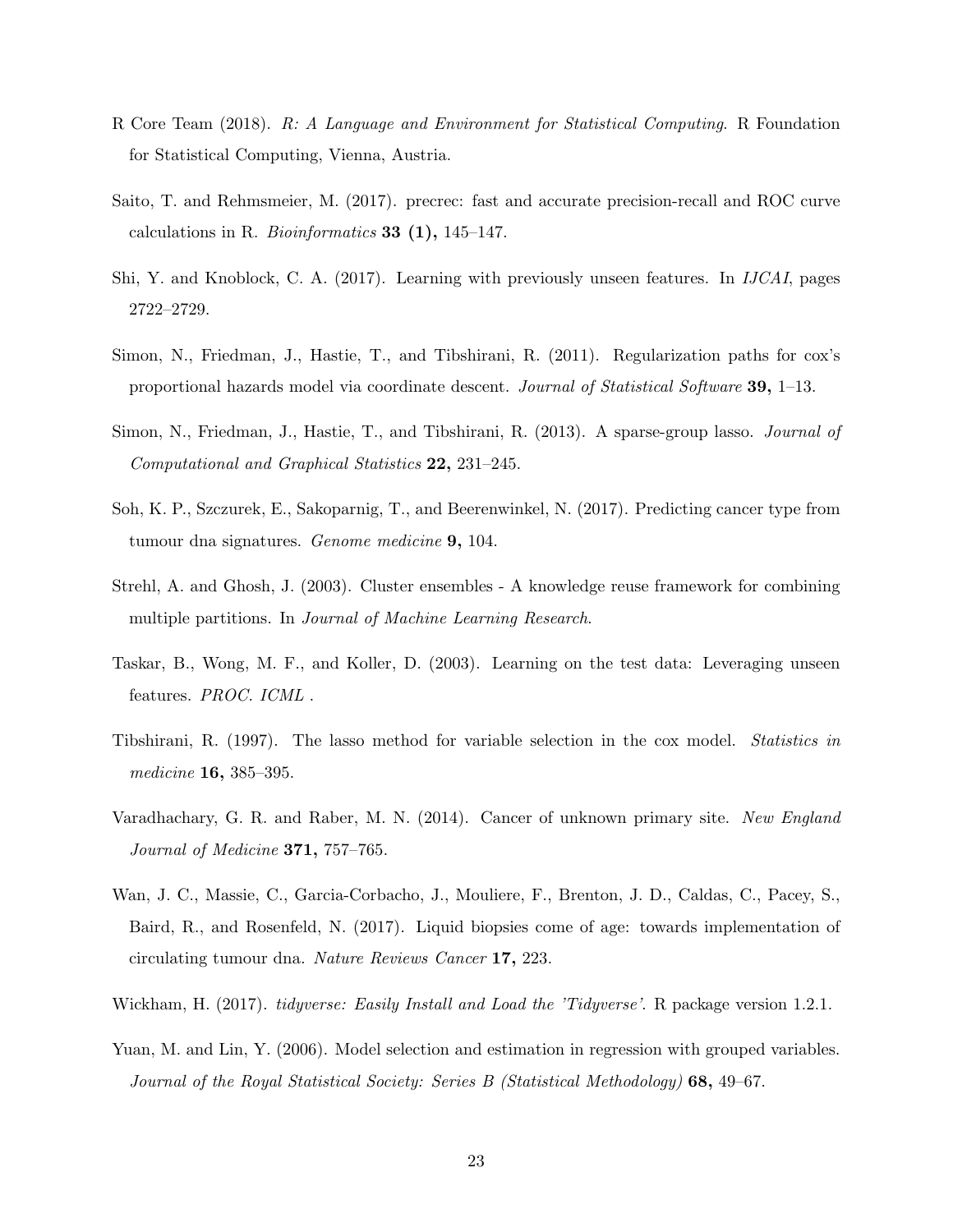R Core Team (2018). *R: A Language and Environment for Statistical Computing*. R Foundation for Statistical Computing, Vienna, Austria.

Saito, T. and Rehmsmeier, M. (2017). precrec: fast and accurate precision-recall and ROC curve calculations in R. *Bioinformatics* **33 (1),** 145–147.

Shi, Y. and Knoblock, C. A. (2017). Learning with previously unseen features. In *IJCAI*, pages 2722–2729.

Simon, N., Friedman, J., Hastie, T., and Tibshirani, R. (2011). Regularization paths for cox's proportional hazards model via coordinate descent. *Journal of Statistical Software* **39,** 1–13.

Simon, N., Friedman, J., Hastie, T., and Tibshirani, R. (2013). A sparse-group lasso. *Journal of Computational and Graphical Statistics* **22,** 231–245.

Soh, K. P., Szczurek, E., Sakoparnig, T., and Beerenwinkel, N. (2017). Predicting cancer type from tumour dna signatures. *Genome medicine* **9,** 104.

Strehl, A. and Ghosh, J. (2003). Cluster ensembles - A knowledge reuse framework for combining multiple partitions. In *Journal of Machine Learning Research*.

Taskar, B., Wong, M. F., and Koller, D. (2003). Learning on the test data: Leveraging unseen features. *PROC. ICML* .

Tibshirani, R. (1997). The lasso method for variable selection in the cox model. *Statistics in medicine* **16,** 385–395.

Varadhachary, G. R. and Raber, M. N. (2014). Cancer of unknown primary site. *New England Journal of Medicine* **371,** 757–765.

Wan, J. C., Massie, C., Garcia-Corbacho, J., Mouliere, F., Brenton, J. D., Caldas, C., Pacey, S., Baird, R., and Rosenfeld, N. (2017). Liquid biopsies come of age: towards implementation of circulating tumour dna. *Nature Reviews Cancer* **17,** 223.

Wickham, H. (2017). *tidyverse: Easily Install and Load the 'Tidyverse'*. R package version 1.2.1.

Yuan, M. and Lin, Y. (2006). Model selection and estimation in regression with grouped variables. *Journal of the Royal Statistical Society: Series B (Statistical Methodology)* **68,** 49–67.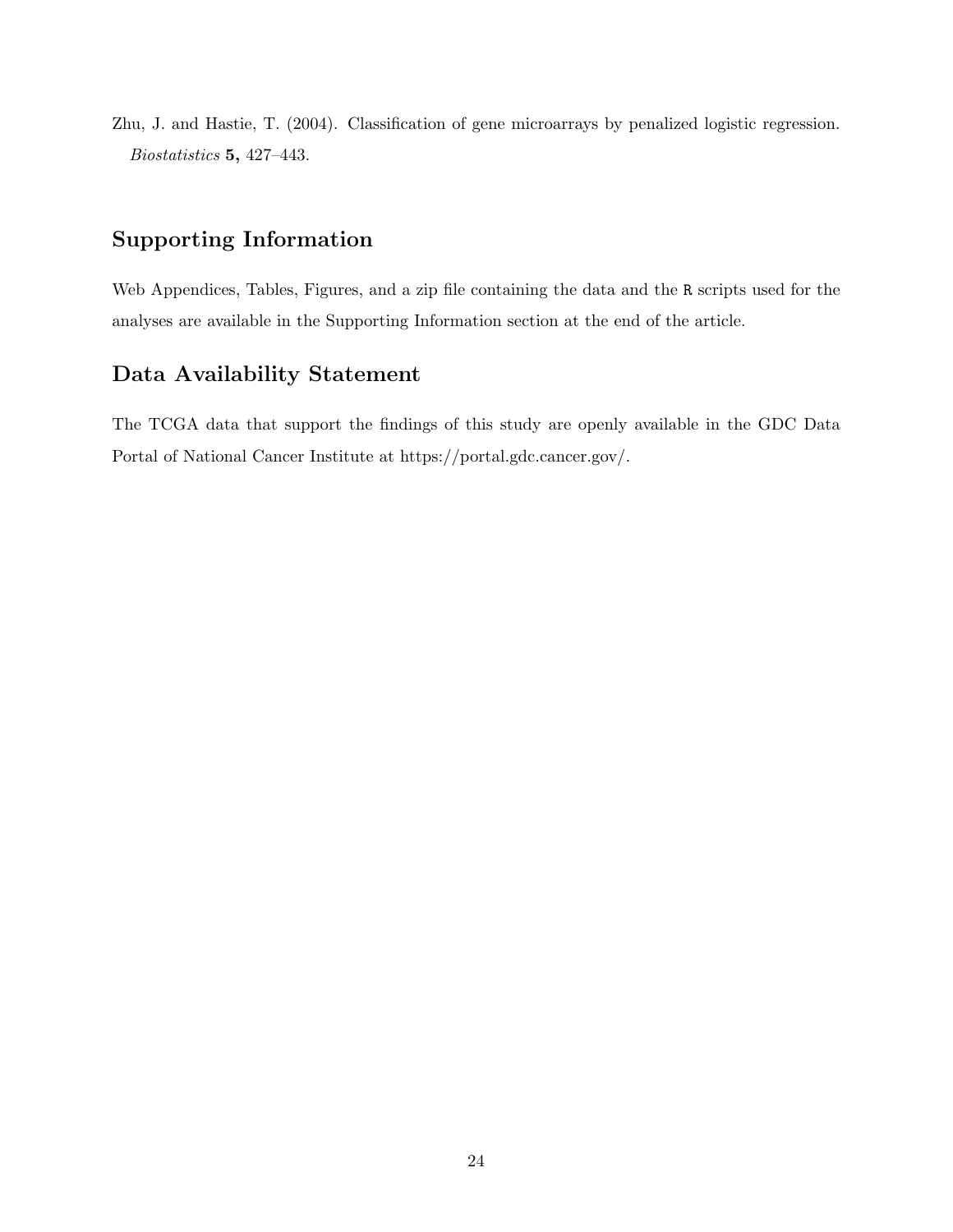Zhu, J. and Hastie, T. (2004). Classification of gene microarrays by penalized logistic regression. *Biostatistics* **5,** 427–443.

## Supporting Information

Web Appendices, Tables, Figures, and a zip file containing the data and the `R` scripts used for the analyses are available in the Supporting Information section at the end of the article.

## Data Availability Statement

The TCGA data that support the findings of this study are openly available in the GDC Data Portal of National Cancer Institute at https://portal.gdc.cancer.gov/.